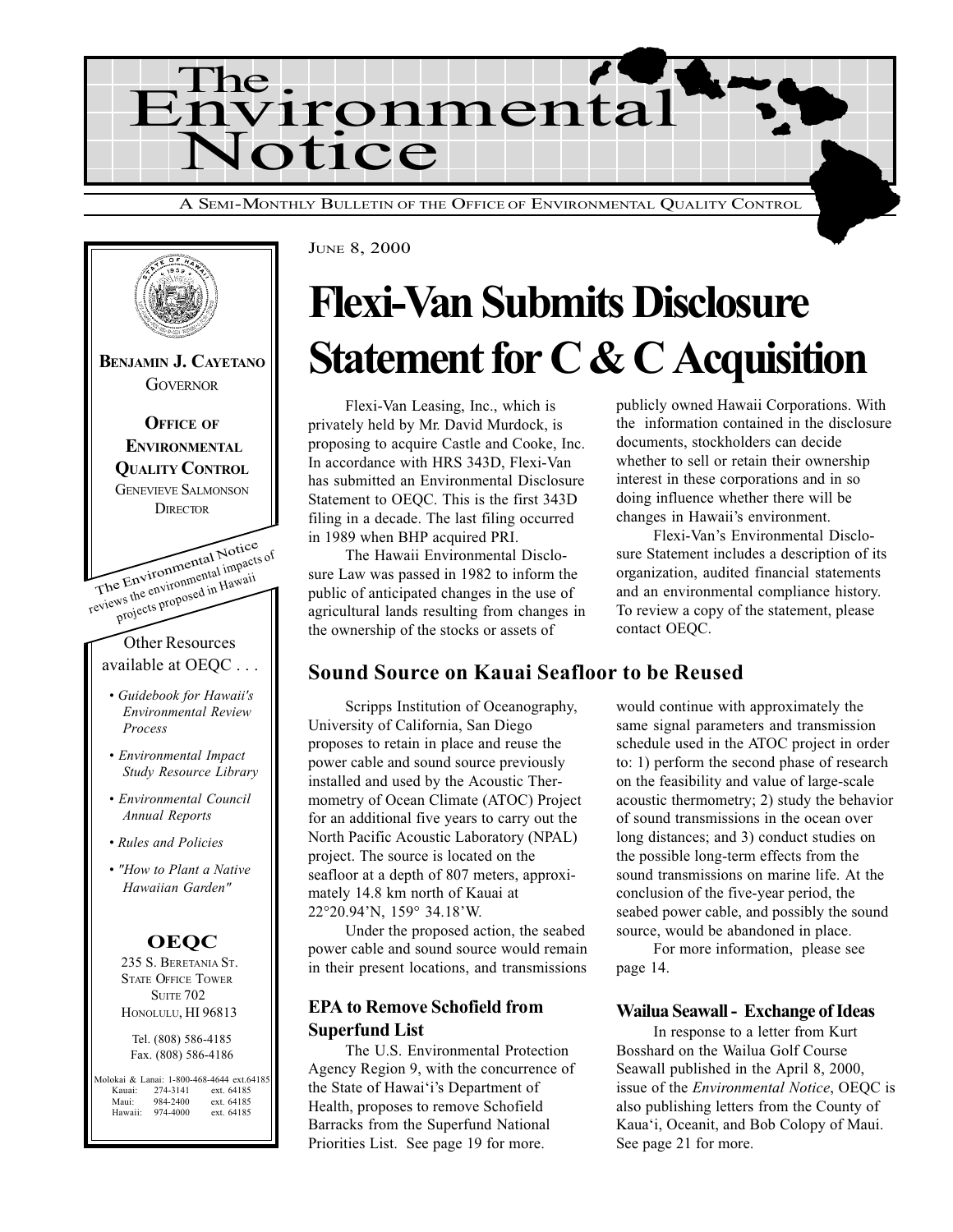# The Environmental Notice

A SEMI-MONTHLY BULLETIN OF THE OFFICE OF ENVIRONMENTAL QUALITY CONTROL

JUNE 8, 2000

**BENJAMIN J. CAYETANO**
GOVERNOR

**OFFICE OF ENVIRONMENTAL QUALITY CONTROL**
GENEVIEVE SALMONSON
DIRECTOR

The Environmental Notice reviews the environmental impacts of projects proposed in Hawaii

Other Resources available at OEQC . . .

- *Guidebook for Hawaii's Environmental Review Process*
- *Environmental Impact Study Resource Library*
- *Environmental Council Annual Reports*
- *Rules and Policies*
- *"How to Plant a Native Hawaiian Garden"*

**OEQC**
235 S. BERETANIA ST.
STATE OFFICE TOWER
SUITE 702
HONOLULU, HI 96813

Tel. (808) 586-4185
Fax. (808) 586-4186

Molokai & Lanai: 1-800-468-4644 ext.64185
Kauai: 274-3141 ext. 64185
Maui: 984-2400 ext. 64185
Hawaii: 974-4000 ext. 64185

# Flexi-Van Submits Disclosure Statement for C & C Acquisition

Flexi-Van Leasing, Inc., which is privately held by Mr. David Murdock, is proposing to acquire Castle and Cooke, Inc. In accordance with HRS 343D, Flexi-Van has submitted an Environmental Disclosure Statement to OEQC. This is the first 343D filing in a decade. The last filing occurred in 1989 when BHP acquired PRI.

The Hawaii Environmental Disclosure Law was passed in 1982 to inform the public of anticipated changes in the use of agricultural lands resulting from changes in the ownership of the stocks or assets of publicly owned Hawaii Corporations. With the information contained in the disclosure documents, stockholders can decide whether to sell or retain their ownership interest in these corporations and in so doing influence whether there will be changes in Hawaii's environment.

Flexi-Van's Environmental Disclosure Statement includes a description of its organization, audited financial statements and an environmental compliance history. To review a copy of the statement, please contact OEQC.

## Sound Source on Kauai Seafloor to be Reused

Scripps Institution of Oceanography, University of California, San Diego proposes to retain in place and reuse the power cable and sound source previously installed and used by the Acoustic Thermometry of Ocean Climate (ATOC) Project for an additional five years to carry out the North Pacific Acoustic Laboratory (NPAL) project. The source is located on the seafloor at a depth of 807 meters, approximately 14.8 km north of Kauai at 22°20.94'N, 159° 34.18'W.

Under the proposed action, the seabed power cable and sound source would remain in their present locations, and transmissions would continue with approximately the same signal parameters and transmission schedule used in the ATOC project in order to: 1) perform the second phase of research on the feasibility and value of large-scale acoustic thermometry; 2) study the behavior of sound transmissions in the ocean over long distances; and 3) conduct studies on the possible long-term effects from the sound transmissions on marine life. At the conclusion of the five-year period, the seabed power cable, and possibly the sound source, would be abandoned in place.

For more information, please see page 14.

### EPA to Remove Schofield from Superfund List

The U.S. Environmental Protection Agency Region 9, with the concurrence of the State of Hawai'i's Department of Health, proposes to remove Schofield Barracks from the Superfund National Priorities List. See page 19 for more.

### Wailua Seawall - Exchange of Ideas

In response to a letter from Kurt Bosshard on the Wailua Golf Course Seawall published in the April 8, 2000, issue of the *Environmental Notice*, OEQC is also publishing letters from the County of Kaua'i, Oceanit, and Bob Colopy of Maui. See page 21 for more.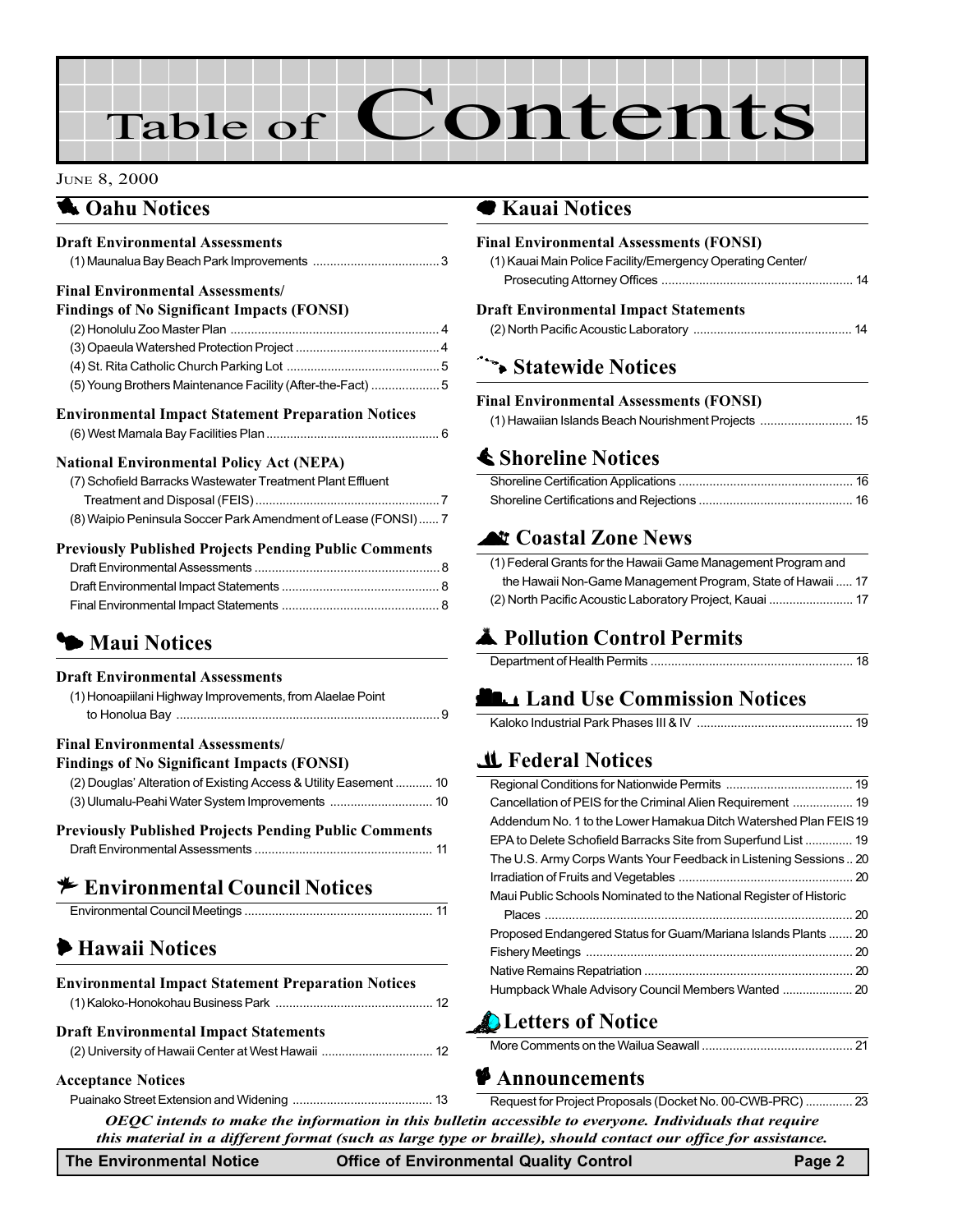# Table of Contents

JUNE 8, 2000

## Oahu Notices

### Draft Environmental Assessments

(1) Maunalua Bay Beach Park Improvements ..................................... 3

### Final Environmental Assessments/ Findings of No Significant Impacts (FONSI)

(2) Honolulu Zoo Master Plan ............................................................. 4
(3) Opaeula Watershed Protection Project .......................................... 4
(4) St. Rita Catholic Church Parking Lot ............................................. 5
(5) Young Brothers Maintenance Facility (After-the-Fact) .................... 5

### Environmental Impact Statement Preparation Notices

(6) West Mamala Bay Facilities Plan .................................................. 6

### National Environmental Policy Act (NEPA)

(7) Schofield Barracks Wastewater Treatment Plant Effluent Treatment and Disposal (FEIS) ...................................................... 7
(8) Waipio Peninsula Soccer Park Amendment of Lease (FONSI) ...... 7

### Previously Published Projects Pending Public Comments

Draft Environmental Assessments ...................................................... 8
Draft Environmental Impact Statements .............................................. 8
Final Environmental Impact Statements .............................................. 8

## Maui Notices

### Draft Environmental Assessments

(1) Honoapiilani Highway Improvements, from Alaelae Point to Honolua Bay ............................................................................ 9

### Final Environmental Assessments/ Findings of No Significant Impacts (FONSI)

(2) Douglas' Alteration of Existing Access & Utility Easement ........... 10
(3) Ulumalu-Peahi Water System Improvements .............................. 10

### Previously Published Projects Pending Public Comments

Draft Environmental Assessments .................................................... 11

## Environmental Council Notices

Environmental Council Meetings ....................................................... 11

## Hawaii Notices

### Environmental Impact Statement Preparation Notices

(1) Kaloko-Honokohau Business Park .............................................. 12

### Draft Environmental Impact Statements

(2) University of Hawaii Center at West Hawaii ................................. 12

### Acceptance Notices

Puainako Street Extension and Widening ......................................... 13

## Kauai Notices

### Final Environmental Assessments (FONSI)

(1) Kauai Main Police Facility/Emergency Operating Center/ Prosecuting Attorney Offices ........................................................ 14

### Draft Environmental Impact Statements

(2) North Pacific Acoustic Laboratory .............................................. 14

## Statewide Notices

### Final Environmental Assessments (FONSI)

(1) Hawaiian Islands Beach Nourishment Projects ........................... 15

## Shoreline Notices

Shoreline Certification Applications ................................................... 16
Shoreline Certifications and Rejections ............................................. 16

## Coastal Zone News

(1) Federal Grants for the Hawaii Game Management Program and the Hawaii Non-Game Management Program, State of Hawaii ..... 17
(2) North Pacific Acoustic Laboratory Project, Kauai ......................... 17

## Pollution Control Permits

Department of Health Permits ........................................................... 18

## Land Use Commission Notices

Kaloko Industrial Park Phases III & IV .............................................. 19

## Federal Notices

Regional Conditions for Nationwide Permits ..................................... 19
Cancellation of PEIS for the Criminal Alien Requirement .................. 19
Addendum No. 1 to the Lower Hamakua Ditch Watershed Plan FEIS 19
EPA to Delete Schofield Barracks Site from Superfund List .............. 19
The U.S. Army Corps Wants Your Feedback in Listening Sessions .. 20
Irradiation of Fruits and Vegetables ................................................... 20
Maui Public Schools Nominated to the National Register of Historic Places .......................................................................................... 20
Proposed Endangered Status for Guam/Mariana Islands Plants ....... 20
Fishery Meetings .............................................................................. 20
Native Remains Repatriation ............................................................. 20
Humpback Whale Advisory Council Members Wanted ..................... 20

## Letters of Notice

More Comments on the Wailua Seawall ............................................ 21

## Announcements

Request for Project Proposals (Docket No. 00-CWB-PRC) .............. 23

***OEQC intends to make the information in this bulletin accessible to everyone. Individuals that require this material in a different format (such as large type or braille), should contact our office for assistance.***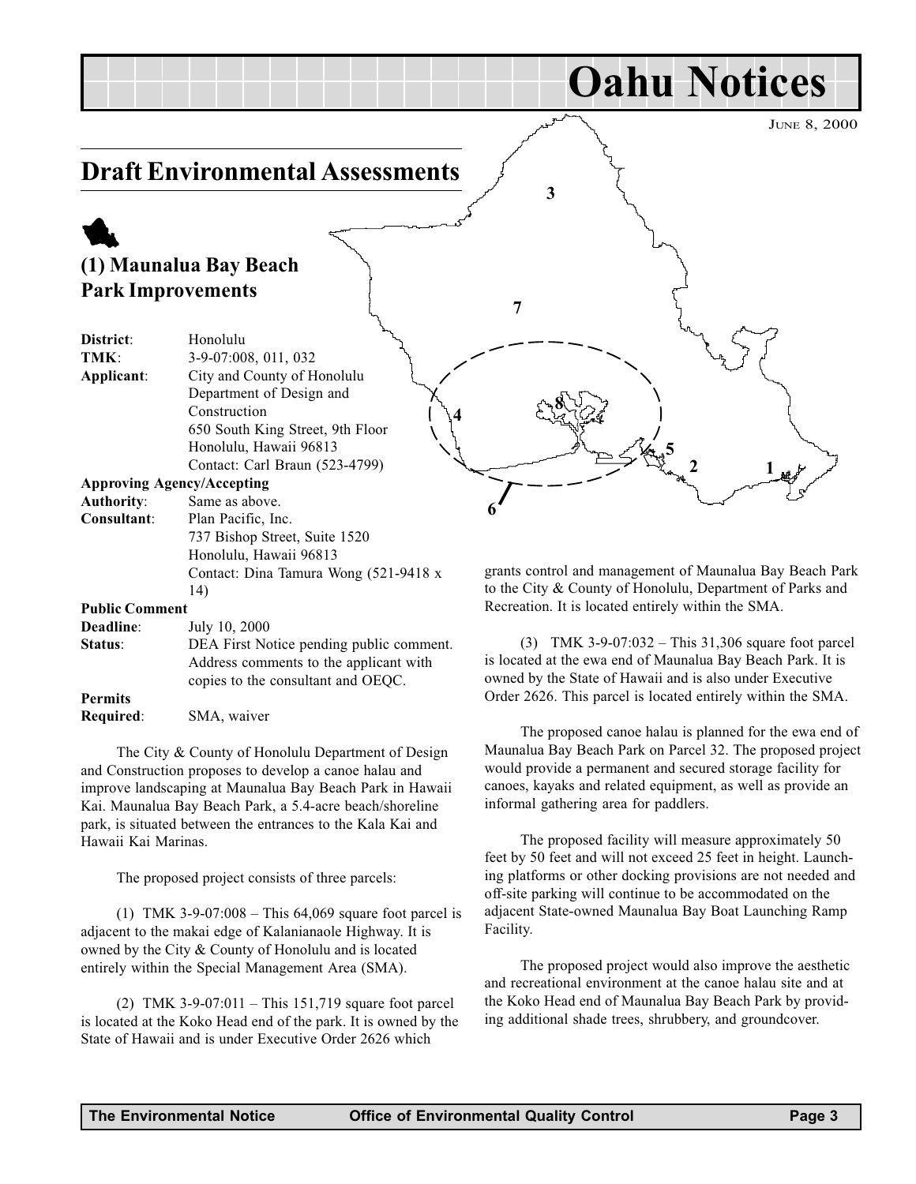# Oahu Notices

## Draft Environmental Assessments

### (1) Maunalua Bay Beach Park Improvements

**District**: Honolulu
**TMK**: 3-9-07:008, 011, 032
**Applicant**: City and County of Honolulu Department of Design and Construction
650 South King Street, 9th Floor
Honolulu, Hawaii 96813
Contact: Carl Braun (523-4799)
**Approving Agency/Accepting Authority**: Same as above.
**Consultant**: Plan Pacific, Inc.
737 Bishop Street, Suite 1520
Honolulu, Hawaii 96813
Contact: Dina Tamura Wong (521-9418 x 14)
**Public Comment Deadline**: July 10, 2000
**Status**: DEA First Notice pending public comment. Address comments to the applicant with copies to the consultant and OEQC.
**Permits Required**: SMA, waiver

The City & County of Honolulu Department of Design and Construction proposes to develop a canoe halau and improve landscaping at Maunalua Bay Beach Park in Hawaii Kai. Maunalua Bay Beach Park, a 5.4-acre beach/shoreline park, is situated between the entrances to the Kala Kai and Hawaii Kai Marinas.

The proposed project consists of three parcels:

(1) TMK 3-9-07:008 – This 64,069 square foot parcel is adjacent to the makai edge of Kalanianaole Highway. It is owned by the City & County of Honolulu and is located entirely within the Special Management Area (SMA).

(2) TMK 3-9-07:011 – This 151,719 square foot parcel is located at the Koko Head end of the park. It is owned by the State of Hawaii and is under Executive Order 2626 which grants control and management of Maunalua Bay Beach Park to the City & County of Honolulu, Department of Parks and Recreation. It is located entirely within the SMA.

(3) TMK 3-9-07:032 – This 31,306 square foot parcel is located at the ewa end of Maunalua Bay Beach Park. It is owned by the State of Hawaii and is also under Executive Order 2626. This parcel is located entirely within the SMA.

The proposed canoe halau is planned for the ewa end of Maunalua Bay Beach Park on Parcel 32. The proposed project would provide a permanent and secured storage facility for canoes, kayaks and related equipment, as well as provide an informal gathering area for paddlers.

The proposed facility will measure approximately 50 feet by 50 feet and will not exceed 25 feet in height. Launching platforms or other docking provisions are not needed and off-site parking will continue to be accommodated on the adjacent State-owned Maunalua Bay Boat Launching Ramp Facility.

The proposed project would also improve the aesthetic and recreational environment at the canoe halau site and at the Koko Head end of Maunalua Bay Beach Park by providing additional shade trees, shrubbery, and groundcover.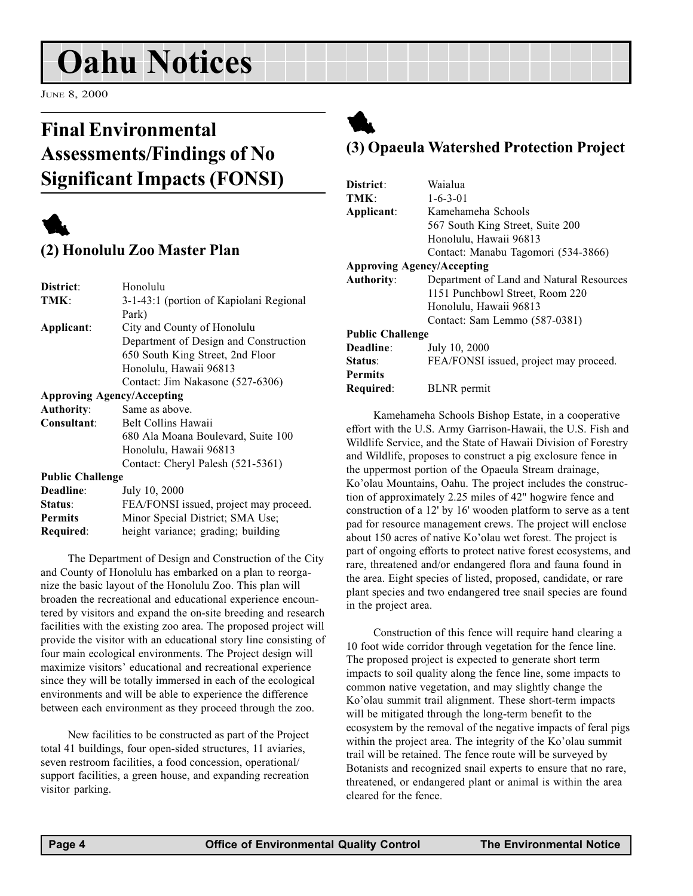# Oahu Notices

June 8, 2000

## Final Environmental Assessments/Findings of No Significant Impacts (FONSI)

### (2) Honolulu Zoo Master Plan

**District**: Honolulu
**TMK**: 3-1-43:1 (portion of Kapiolani Regional Park)
**Applicant**: City and County of Honolulu
Department of Design and Construction
650 South King Street, 2nd Floor
Honolulu, Hawaii 96813
Contact: Jim Nakasone (527-6306)
**Approving Agency/Accepting**
**Authority**: Same as above.
**Consultant**: Belt Collins Hawaii
680 Ala Moana Boulevard, Suite 100
Honolulu, Hawaii 96813
Contact: Cheryl Palesh (521-5361)
**Public Challenge**
**Deadline**: July 10, 2000
**Status**: FEA/FONSI issued, project may proceed.
**Permits Required**: Minor Special District; SMA Use; height variance; grading; building

The Department of Design and Construction of the City and County of Honolulu has embarked on a plan to reorganize the basic layout of the Honolulu Zoo. This plan will broaden the recreational and educational experience encountered by visitors and expand the on-site breeding and research facilities with the existing zoo area. The proposed project will provide the visitor with an educational story line consisting of four main ecological environments. The Project design will maximize visitors' educational and recreational experience since they will be totally immersed in each of the ecological environments and will be able to experience the difference between each environment as they proceed through the zoo.

New facilities to be constructed as part of the Project total 41 buildings, four open-sided structures, 11 aviaries, seven restroom facilities, a food concession, operational/support facilities, a green house, and expanding recreation visitor parking.

### (3) Opaeula Watershed Protection Project

**District**: Waialua
**TMK**: 1-6-3-01
**Applicant**: Kamehameha Schools
567 South King Street, Suite 200
Honolulu, Hawaii 96813
Contact: Manabu Tagomori (534-3866)
**Approving Agency/Accepting**
**Authority**: Department of Land and Natural Resources
1151 Punchbowl Street, Room 220
Honolulu, Hawaii 96813
Contact: Sam Lemmo (587-0381)
**Public Challenge**
**Deadline**: July 10, 2000
**Status**: FEA/FONSI issued, project may proceed.
**Permits Required**: BLNR permit

Kamehameha Schools Bishop Estate, in a cooperative effort with the U.S. Army Garrison-Hawaii, the U.S. Fish and Wildlife Service, and the State of Hawaii Division of Forestry and Wildlife, proposes to construct a pig exclosure fence in the uppermost portion of the Opaeula Stream drainage, Ko'olau Mountains, Oahu. The project includes the construction of approximately 2.25 miles of 42" hogwire fence and construction of a 12' by 16' wooden platform to serve as a tent pad for resource management crews. The project will enclose about 150 acres of native Ko'olau wet forest. The project is part of ongoing efforts to protect native forest ecosystems, and rare, threatened and/or endangered flora and fauna found in the area. Eight species of listed, proposed, candidate, or rare plant species and two endangered tree snail species are found in the project area.

Construction of this fence will require hand clearing a 10 foot wide corridor through vegetation for the fence line. The proposed project is expected to generate short term impacts to soil quality along the fence line, some impacts to common native vegetation, and may slightly change the Ko'olau summit trail alignment. These short-term impacts will be mitigated through the long-term benefit to the ecosystem by the removal of the negative impacts of feral pigs within the project area. The integrity of the Ko'olau summit trail will be retained. The fence route will be surveyed by Botanists and recognized snail experts to ensure that no rare, threatened, or endangered plant or animal is within the area cleared for the fence.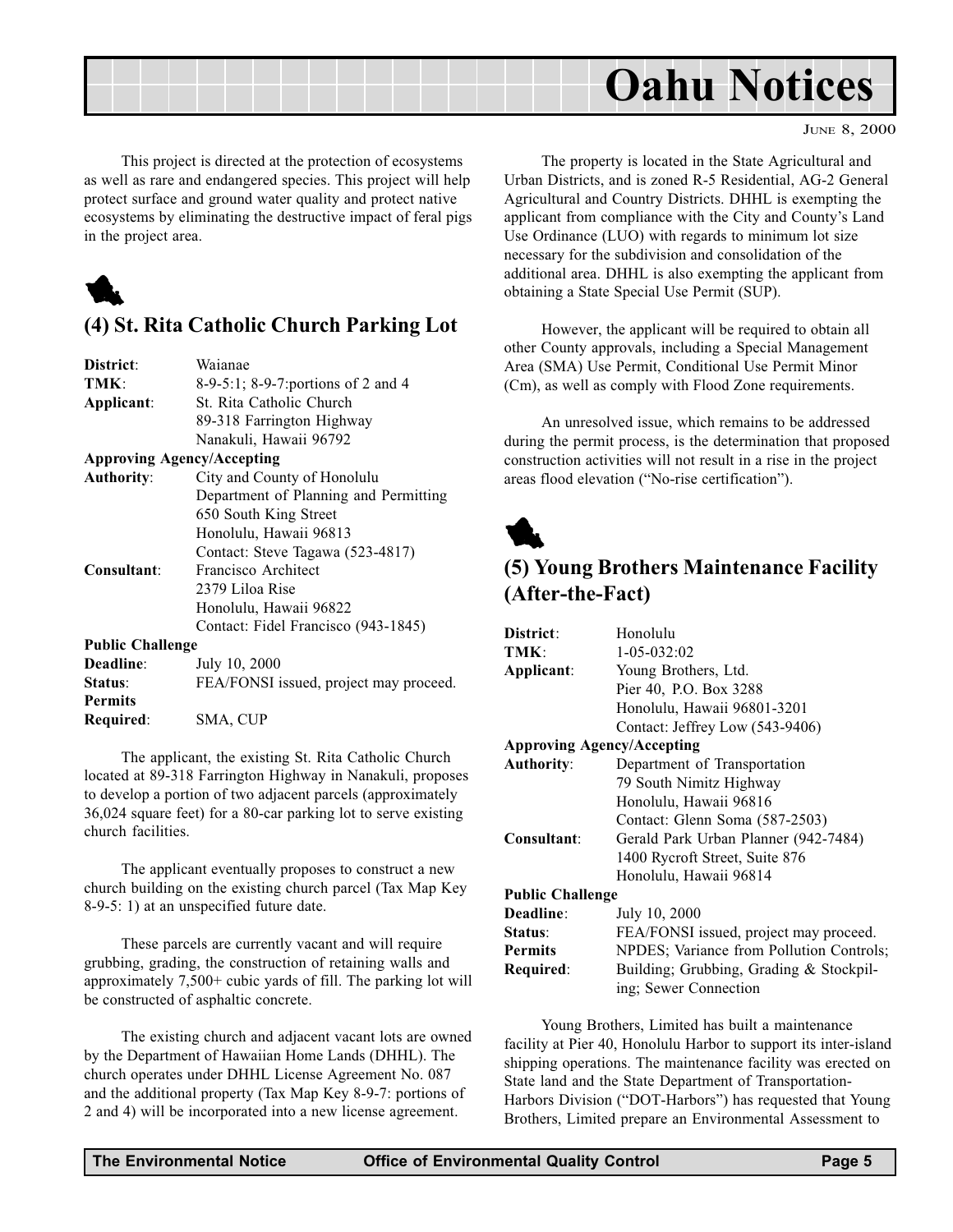This project is directed at the protection of ecosystems as well as rare and endangered species. This project will help protect surface and ground water quality and protect native ecosystems by eliminating the destructive impact of feral pigs in the project area.

## (4) St. Rita Catholic Church Parking Lot

**District**: Waianae
**TMK**: 8-9-5:1; 8-9-7:portions of 2 and 4
**Applicant**: St. Rita Catholic Church
89-318 Farrington Highway
Nanakuli, Hawaii 96792
**Approving Agency/Accepting Authority**: City and County of Honolulu
Department of Planning and Permitting
650 South King Street
Honolulu, Hawaii 96813
Contact: Steve Tagawa (523-4817)
**Consultant**: Francisco Architect
2379 Liloa Rise
Honolulu, Hawaii 96822
Contact: Fidel Francisco (943-1845)
**Public Challenge Deadline**: July 10, 2000
**Status**: FEA/FONSI issued, project may proceed.
**Permits Required**: SMA, CUP

The applicant, the existing St. Rita Catholic Church located at 89-318 Farrington Highway in Nanakuli, proposes to develop a portion of two adjacent parcels (approximately 36,024 square feet) for a 80-car parking lot to serve existing church facilities.

The applicant eventually proposes to construct a new church building on the existing church parcel (Tax Map Key 8-9-5: 1) at an unspecified future date.

These parcels are currently vacant and will require grubbing, grading, the construction of retaining walls and approximately 7,500+ cubic yards of fill. The parking lot will be constructed of asphaltic concrete.

The existing church and adjacent vacant lots are owned by the Department of Hawaiian Home Lands (DHHL). The church operates under DHHL License Agreement No. 087 and the additional property (Tax Map Key 8-9-7: portions of 2 and 4) will be incorporated into a new license agreement.

The property is located in the State Agricultural and Urban Districts, and is zoned R-5 Residential, AG-2 General Agricultural and Country Districts. DHHL is exempting the applicant from compliance with the City and County's Land Use Ordinance (LUO) with regards to minimum lot size necessary for the subdivision and consolidation of the additional area. DHHL is also exempting the applicant from obtaining a State Special Use Permit (SUP).

However, the applicant will be required to obtain all other County approvals, including a Special Management Area (SMA) Use Permit, Conditional Use Permit Minor (Cm), as well as comply with Flood Zone requirements.

An unresolved issue, which remains to be addressed during the permit process, is the determination that proposed construction activities will not result in a rise in the project areas flood elevation ("No-rise certification").

## (5) Young Brothers Maintenance Facility (After-the-Fact)

**District**: Honolulu
**TMK**: 1-05-032:02
**Applicant**: Young Brothers, Ltd.
Pier 40, P.O. Box 3288
Honolulu, Hawaii 96801-3201
Contact: Jeffrey Low (543-9406)
**Approving Agency/Accepting Authority**: Department of Transportation
79 South Nimitz Highway
Honolulu, Hawaii 96816
Contact: Glenn Soma (587-2503)
**Consultant**: Gerald Park Urban Planner (942-7484)
1400 Rycroft Street, Suite 876
Honolulu, Hawaii 96814
**Public Challenge Deadline**: July 10, 2000
**Status**: FEA/FONSI issued, project may proceed.
**Permits Required**: NPDES; Variance from Pollution Controls; Building; Grubbing, Grading & Stockpiling; Sewer Connection

Young Brothers, Limited has built a maintenance facility at Pier 40, Honolulu Harbor to support its inter-island shipping operations. The maintenance facility was erected on State land and the State Department of Transportation-Harbors Division ("DOT-Harbors") has requested that Young Brothers, Limited prepare an Environmental Assessment to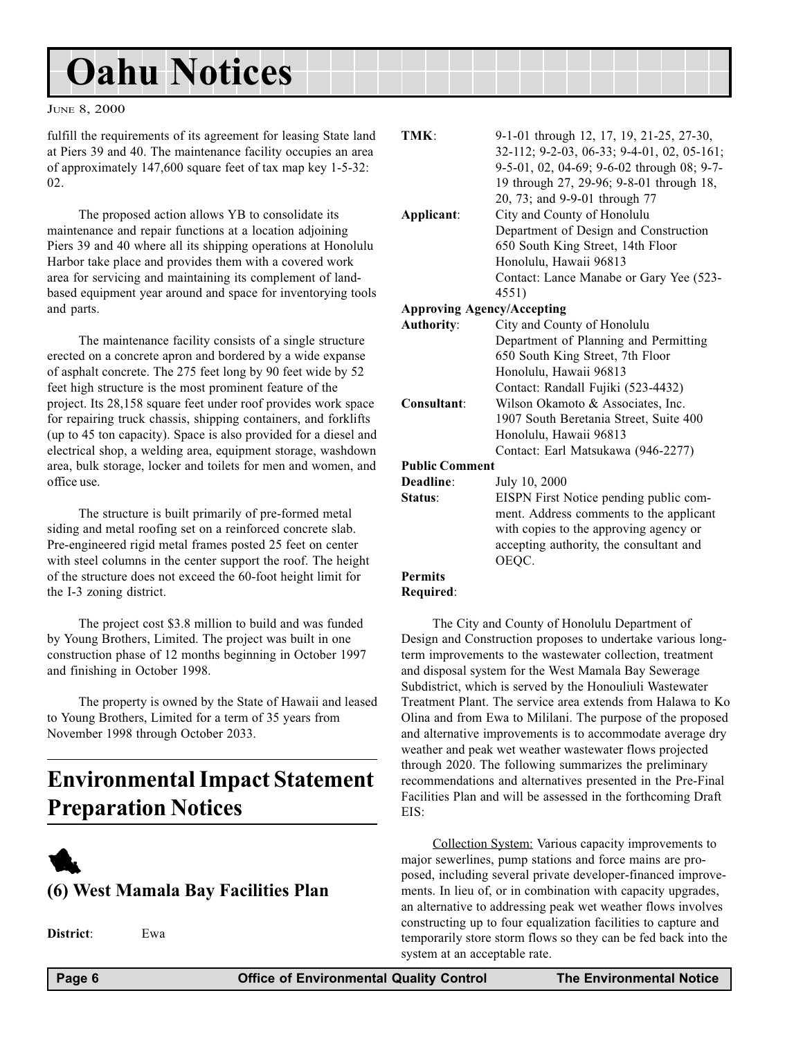fulfill the requirements of its agreement for leasing State land at Piers 39 and 40. The maintenance facility occupies an area of approximately 147,600 square feet of tax map key 1-5-32: 02.

The proposed action allows YB to consolidate its maintenance and repair functions at a location adjoining Piers 39 and 40 where all its shipping operations at Honolulu Harbor take place and provides them with a covered work area for servicing and maintaining its complement of land-based equipment year around and space for inventorying tools and parts.

The maintenance facility consists of a single structure erected on a concrete apron and bordered by a wide expanse of asphalt concrete. The 275 feet long by 90 feet wide by 52 feet high structure is the most prominent feature of the project. Its 28,158 square feet under roof provides work space for repairing truck chassis, shipping containers, and forklifts (up to 45 ton capacity). Space is also provided for a diesel and electrical shop, a welding area, equipment storage, washdown area, bulk storage, locker and toilets for men and women, and office use.

The structure is built primarily of pre-formed metal siding and metal roofing set on a reinforced concrete slab. Pre-engineered rigid metal frames posted 25 feet on center with steel columns in the center support the roof. The height of the structure does not exceed the 60-foot height limit for the I-3 zoning district.

The project cost $3.8 million to build and was funded by Young Brothers, Limited. The project was built in one construction phase of 12 months beginning in October 1997 and finishing in October 1998.

The property is owned by the State of Hawaii and leased to Young Brothers, Limited for a term of 35 years from November 1998 through October 2033.

# Environmental Impact Statement Preparation Notices

## (6) West Mamala Bay Facilities Plan

**District**: Ewa

**TMK**: 9-1-01 through 12, 17, 19, 21-25, 27-30, 32-112; 9-2-03, 06-33; 9-4-01, 02, 05-161; 9-5-01, 02, 04-69; 9-6-02 through 08; 9-7-19 through 27, 29-96; 9-8-01 through 18, 20, 73; and 9-9-01 through 77

**Applicant**: City and County of Honolulu
Department of Design and Construction
650 South King Street, 14th Floor
Honolulu, Hawaii 96813
Contact: Lance Manabe or Gary Yee (523-4551)

**Approving Agency/Accepting Authority**: City and County of Honolulu
Department of Planning and Permitting
650 South King Street, 7th Floor
Honolulu, Hawaii 96813
Contact: Randall Fujiki (523-4432)

**Consultant**: Wilson Okamoto & Associates, Inc.
1907 South Beretania Street, Suite 400
Honolulu, Hawaii 96813
Contact: Earl Matsukawa (946-2277)

**Public Comment Deadline**: July 10, 2000

**Status**: EISPN First Notice pending public comment. Address comments to the applicant with copies to the approving agency or accepting authority, the consultant and OEQC.

**Permits Required**:

The City and County of Honolulu Department of Design and Construction proposes to undertake various long-term improvements to the wastewater collection, treatment and disposal system for the West Mamala Bay Sewerage Subdistrict, which is served by the Honouliuli Wastewater Treatment Plant. The service area extends from Halawa to Ko Olina and from Ewa to Mililani. The purpose of the proposed and alternative improvements is to accommodate average dry weather and peak wet weather wastewater flows projected through 2020. The following summarizes the preliminary recommendations and alternatives presented in the Pre-Final Facilities Plan and will be assessed in the forthcoming Draft EIS:

Collection System: Various capacity improvements to major sewerlines, pump stations and force mains are proposed, including several private developer-financed improvements. In lieu of, or in combination with capacity upgrades, an alternative to addressing peak wet weather flows involves constructing up to four equalization facilities to capture and temporarily store storm flows so they can be fed back into the system at an acceptable rate.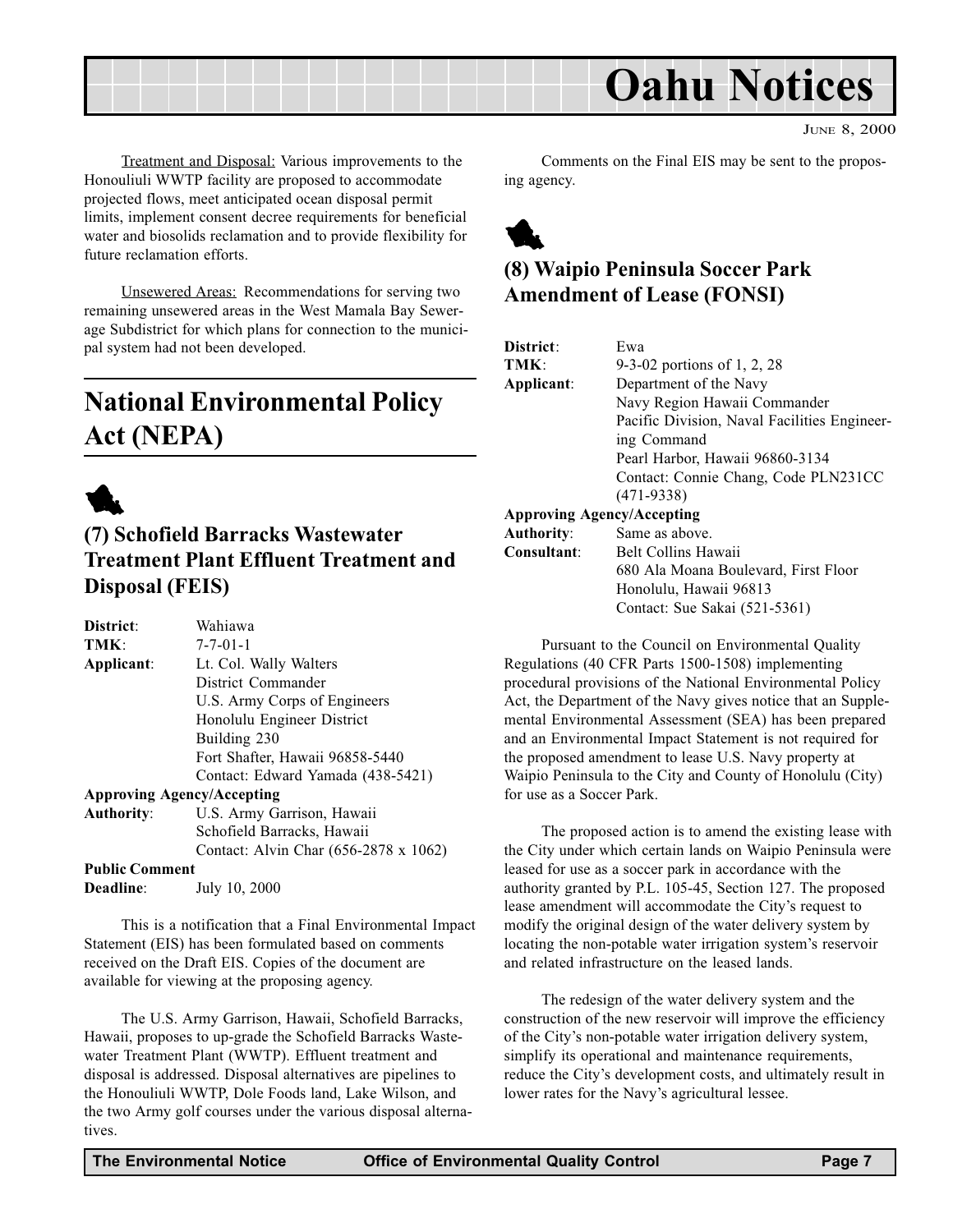Treatment and Disposal: Various improvements to the Honouliuli WWTP facility are proposed to accommodate projected flows, meet anticipated ocean disposal permit limits, implement consent decree requirements for beneficial water and biosolids reclamation and to provide flexibility for future reclamation efforts.

Unsewered Areas: Recommendations for serving two remaining unsewered areas in the West Mamala Bay Sewerage Subdistrict for which plans for connection to the municipal system had not been developed.

# National Environmental Policy Act (NEPA)

## (7) Schofield Barracks Wastewater Treatment Plant Effluent Treatment and Disposal (FEIS)

**District**: Wahiawa
**TMK**: 7-7-01-1
**Applicant**: Lt. Col. Wally Walters
District Commander
U.S. Army Corps of Engineers
Honolulu Engineer District
Building 230
Fort Shafter, Hawaii 96858-5440
Contact: Edward Yamada (438-5421)

**Approving Agency/Accepting Authority**: U.S. Army Garrison, Hawaii
Schofield Barracks, Hawaii
Contact: Alvin Char (656-2878 x 1062)

**Public Comment Deadline**: July 10, 2000

This is a notification that a Final Environmental Impact Statement (EIS) has been formulated based on comments received on the Draft EIS. Copies of the document are available for viewing at the proposing agency.

The U.S. Army Garrison, Hawaii, Schofield Barracks, Hawaii, proposes to up-grade the Schofield Barracks Wastewater Treatment Plant (WWTP). Effluent treatment and disposal is addressed. Disposal alternatives are pipelines to the Honouliuli WWTP, Dole Foods land, Lake Wilson, and the two Army golf courses under the various disposal alternatives.

Comments on the Final EIS may be sent to the proposing agency.

## (8) Waipio Peninsula Soccer Park Amendment of Lease (FONSI)

**District**: Ewa
**TMK**: 9-3-02 portions of 1, 2, 28
**Applicant**: Department of the Navy
Navy Region Hawaii Commander
Pacific Division, Naval Facilities Engineering Command
Pearl Harbor, Hawaii 96860-3134
Contact: Connie Chang, Code PLN231CC (471-9338)

**Approving Agency/Accepting Authority**: Same as above.

**Consultant**: Belt Collins Hawaii
680 Ala Moana Boulevard, First Floor
Honolulu, Hawaii 96813
Contact: Sue Sakai (521-5361)

Pursuant to the Council on Environmental Quality Regulations (40 CFR Parts 1500-1508) implementing procedural provisions of the National Environmental Policy Act, the Department of the Navy gives notice that an Supplemental Environmental Assessment (SEA) has been prepared and an Environmental Impact Statement is not required for the proposed amendment to lease U.S. Navy property at Waipio Peninsula to the City and County of Honolulu (City) for use as a Soccer Park.

The proposed action is to amend the existing lease with the City under which certain lands on Waipio Peninsula were leased for use as a soccer park in accordance with the authority granted by P.L. 105-45, Section 127. The proposed lease amendment will accommodate the City's request to modify the original design of the water delivery system by locating the non-potable water irrigation system's reservoir and related infrastructure on the leased lands.

The redesign of the water delivery system and the construction of the new reservoir will improve the efficiency of the City's non-potable water irrigation delivery system, simplify its operational and maintenance requirements, reduce the City's development costs, and ultimately result in lower rates for the Navy's agricultural lessee.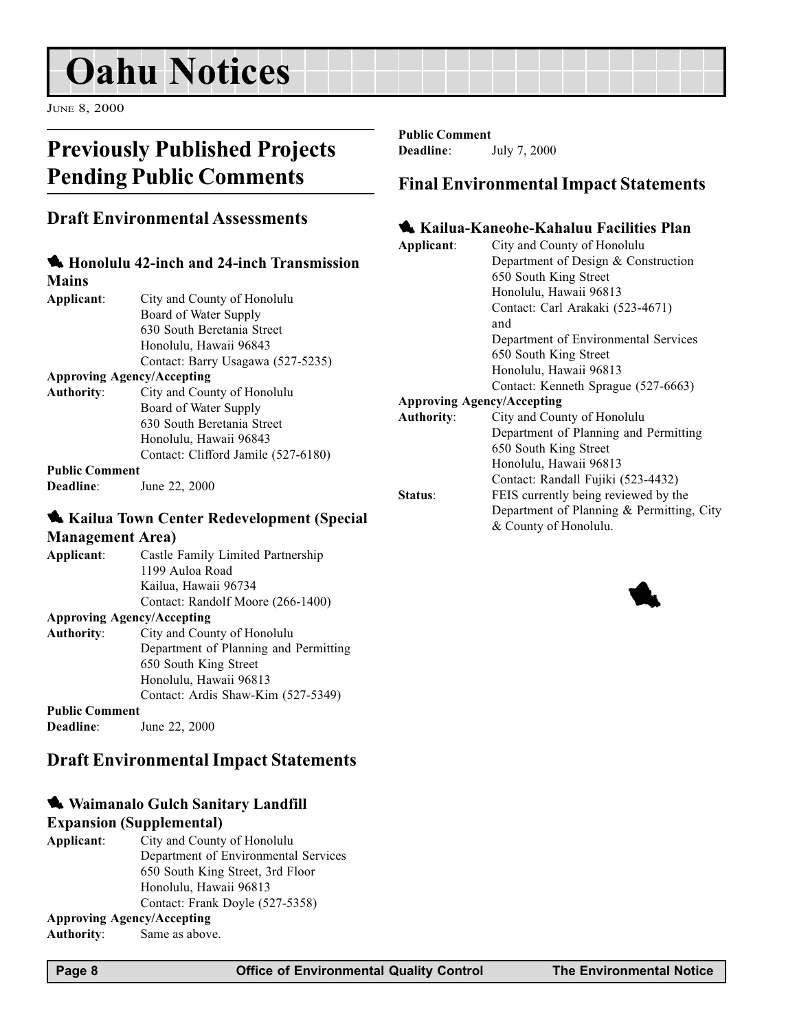# Oahu Notices

June 8, 2000

## Previously Published Projects Pending Public Comments

### Draft Environmental Assessments

#### Honolulu 42-inch and 24-inch Transmission Mains

**Applicant**: City and County of Honolulu
Board of Water Supply
630 South Beretania Street
Honolulu, Hawaii 96843
Contact: Barry Usagawa (527-5235)

**Approving Agency/Accepting Authority**: City and County of Honolulu
Board of Water Supply
630 South Beretania Street
Honolulu, Hawaii 96843
Contact: Clifford Jamile (527-6180)

**Public Comment Deadline**: June 22, 2000

#### Kailua Town Center Redevelopment (Special Management Area)

**Applicant**: Castle Family Limited Partnership
1199 Auloa Road
Kailua, Hawaii 96734
Contact: Randolf Moore (266-1400)

**Approving Agency/Accepting Authority**: City and County of Honolulu
Department of Planning and Permitting
650 South King Street
Honolulu, Hawaii 96813
Contact: Ardis Shaw-Kim (527-5349)

**Public Comment Deadline**: June 22, 2000

### Draft Environmental Impact Statements

#### Waimanalo Gulch Sanitary Landfill Expansion (Supplemental)

**Applicant**: City and County of Honolulu
Department of Environmental Services
650 South King Street, 3rd Floor
Honolulu, Hawaii 96813
Contact: Frank Doyle (527-5358)

**Approving Agency/Accepting Authority**: Same as above.

**Public Comment Deadline**: July 7, 2000

### Final Environmental Impact Statements

#### Kailua-Kaneohe-Kahaluu Facilities Plan

**Applicant**: City and County of Honolulu
Department of Design & Construction
650 South King Street
Honolulu, Hawaii 96813
Contact: Carl Arakaki (523-4671)
and
Department of Environmental Services
650 South King Street
Honolulu, Hawaii 96813
Contact: Kenneth Sprague (527-6663)

**Approving Agency/Accepting Authority**: City and County of Honolulu
Department of Planning and Permitting
650 South King Street
Honolulu, Hawaii 96813
Contact: Randall Fujiki (523-4432)

**Status**: FEIS currently being reviewed by the Department of Planning & Permitting, City & County of Honolulu.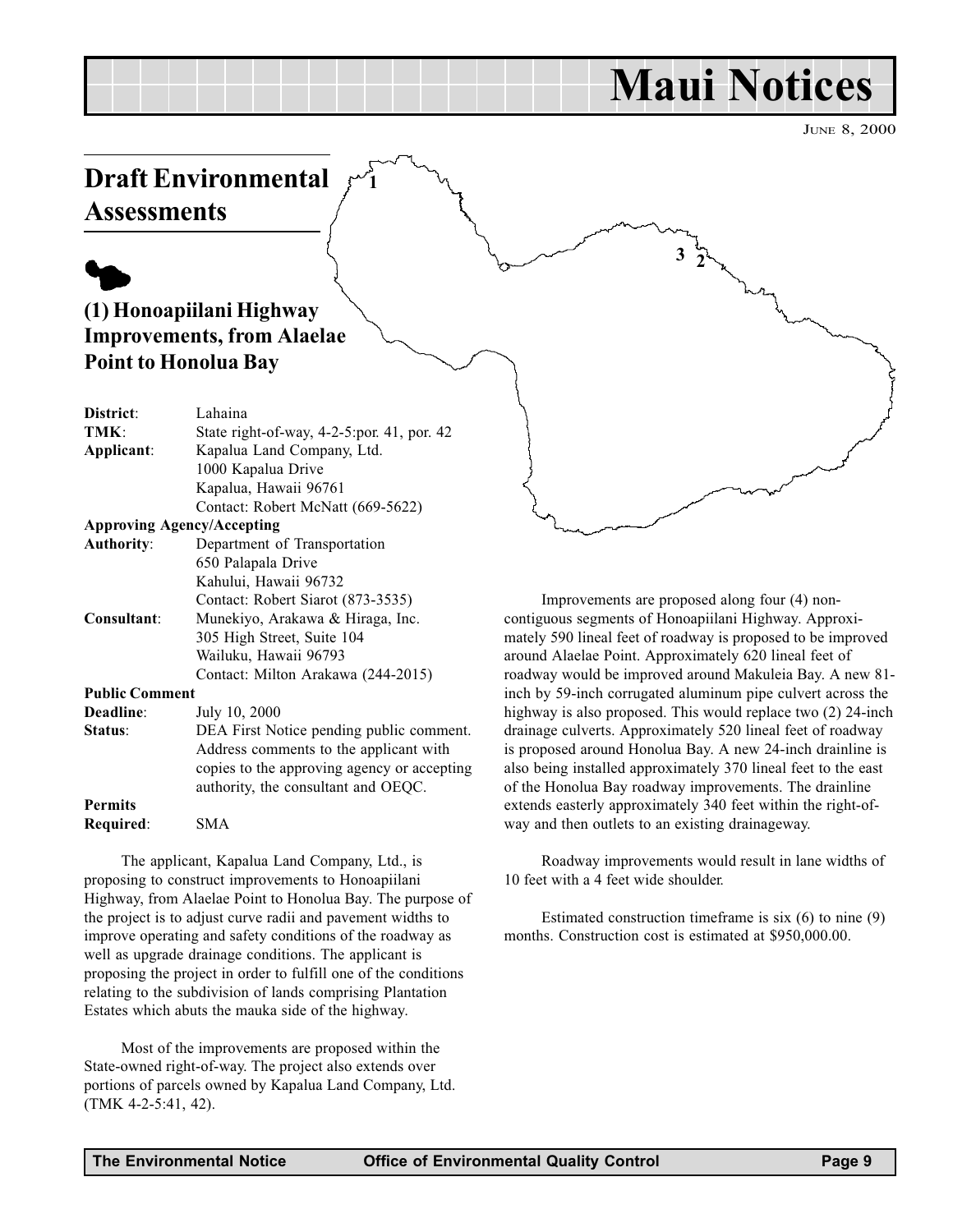# Maui Notices

JUNE 8, 2000

## Draft Environmental Assessments

### (1) Honoapiilani Highway Improvements, from Alaelae Point to Honolua Bay

**District**: Lahaina
**TMK**: State right-of-way, 4-2-5:por. 41, por. 42
**Applicant**: Kapalua Land Company, Ltd.
1000 Kapalua Drive
Kapalua, Hawaii 96761
Contact: Robert McNatt (669-5622)
**Approving Agency/Accepting Authority**: Department of Transportation
650 Palapala Drive
Kahului, Hawaii 96732
Contact: Robert Siarot (873-3535)
**Consultant**: Munekiyo, Arakawa & Hiraga, Inc.
305 High Street, Suite 104
Wailuku, Hawaii 96793
Contact: Milton Arakawa (244-2015)
**Public Comment Deadline**: July 10, 2000
**Status**: DEA First Notice pending public comment. Address comments to the applicant with copies to the approving agency or accepting authority, the consultant and OEQC.
**Permits Required**: SMA

The applicant, Kapalua Land Company, Ltd., is proposing to construct improvements to Honoapiilani Highway, from Alaelae Point to Honolua Bay. The purpose of the project is to adjust curve radii and pavement widths to improve operating and safety conditions of the roadway as well as upgrade drainage conditions. The applicant is proposing the project in order to fulfill one of the conditions relating to the subdivision of lands comprising Plantation Estates which abuts the mauka side of the highway.

Most of the improvements are proposed within the State-owned right-of-way. The project also extends over portions of parcels owned by Kapalua Land Company, Ltd. (TMK 4-2-5:41, 42).

Improvements are proposed along four (4) non-contiguous segments of Honoapiilani Highway. Approximately 590 lineal feet of roadway is proposed to be improved around Alaelae Point. Approximately 620 lineal feet of roadway would be improved around Makuleia Bay. A new 81-inch by 59-inch corrugated aluminum pipe culvert across the highway is also proposed. This would replace two (2) 24-inch drainage culverts. Approximately 520 lineal feet of roadway is proposed around Honolua Bay. A new 24-inch drainline is also being installed approximately 370 lineal feet to the east of the Honolua Bay roadway improvements. The drainline extends easterly approximately 340 feet within the right-of-way and then outlets to an existing drainageway.

Roadway improvements would result in lane widths of 10 feet with a 4 feet wide shoulder.

Estimated construction timeframe is six (6) to nine (9) months. Construction cost is estimated at $950,000.00.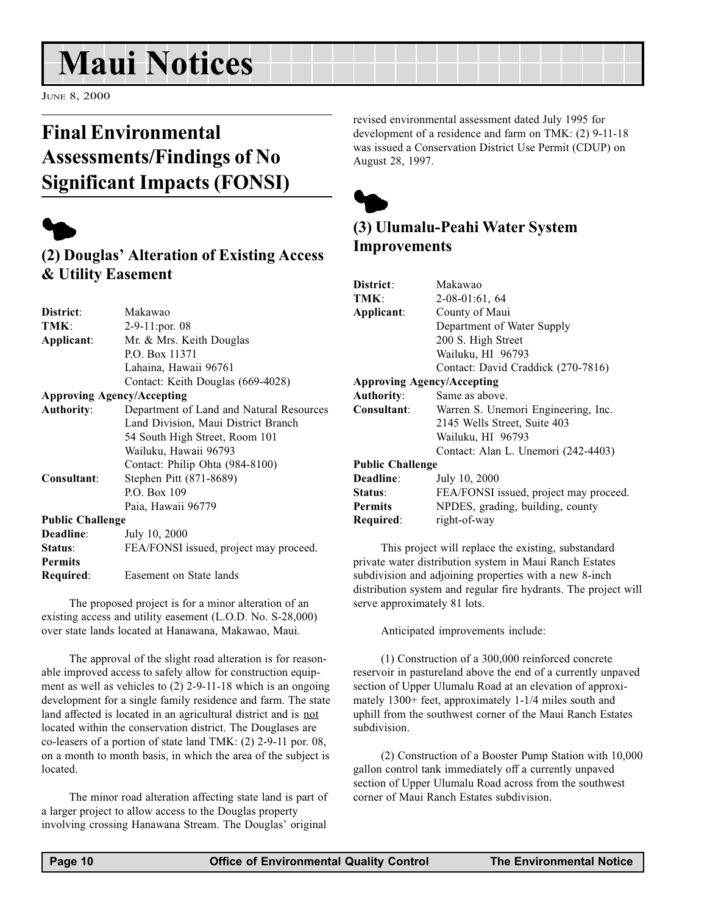# Maui Notices

June 8, 2000

## Final Environmental Assessments/Findings of No Significant Impacts (FONSI)

### (2) Douglas' Alteration of Existing Access & Utility Easement

**District**: Makawao
**TMK**: 2-9-11:por. 08
**Applicant**: Mr. & Mrs. Keith Douglas
P.O. Box 11371
Lahaina, Hawaii 96761
Contact: Keith Douglas (669-4028)

**Approving Agency/Accepting**
**Authority**: Department of Land and Natural Resources
Land Division, Maui District Branch
54 South High Street, Room 101
Wailuku, Hawaii 96793
Contact: Philip Ohta (984-8100)
**Consultant**: Stephen Pitt (871-8689)
P.O. Box 109
Paia, Hawaii 96779

**Public Challenge**
**Deadline**: July 10, 2000
**Status**: FEA/FONSI issued, project may proceed.
**Permits**
**Required**: Easement on State lands

The proposed project is for a minor alteration of an existing access and utility easement (L.O.D. No. S-28,000) over state lands located at Hanawana, Makawao, Maui.

The approval of the slight road alteration is for reasonable improved access to safely allow for construction equipment as well as vehicles to (2) 2-9-11-18 which is an ongoing development for a single family residence and farm. The state land affected is located in an agricultural district and is <u>not</u> located within the conservation district. The Douglases are co-leasers of a portion of state land TMK: (2) 2-9-11 por. 08, on a month to month basis, in which the area of the subject is located.

The minor road alteration affecting state land is part of a larger project to allow access to the Douglas property involving crossing Hanawana Stream. The Douglas' original revised environmental assessment dated July 1995 for development of a residence and farm on TMK: (2) 9-11-18 was issued a Conservation District Use Permit (CDUP) on August 28, 1997.

### (3) Ulumalu-Peahi Water System Improvements

**District**: Makawao
**TMK**: 2-08-01:61, 64
**Applicant**: County of Maui
Department of Water Supply
200 S. High Street
Wailuku, HI 96793
Contact: David Craddick (270-7816)

**Approving Agency/Accepting**
**Authority**: Same as above.
**Consultant**: Warren S. Unemori Engineering, Inc.
2145 Wells Street, Suite 403
Wailuku, HI 96793
Contact: Alan L. Unemori (242-4403)

**Public Challenge**
**Deadline**: July 10, 2000
**Status**: FEA/FONSI issued, project may proceed.
**Permits**
**Required**: NPDES, grading, building, county right-of-way

This project will replace the existing, substandard private water distribution system in Maui Ranch Estates subdivision and adjoining properties with a new 8-inch distribution system and regular fire hydrants. The project will serve approximately 81 lots.

Anticipated improvements include:

(1) Construction of a 300,000 reinforced concrete reservoir in pastureland above the end of a currently unpaved section of Upper Ulumalu Road at an elevation of approximately 1300+ feet, approximately 1-1/4 miles south and uphill from the southwest corner of the Maui Ranch Estates subdivision.

(2) Construction of a Booster Pump Station with 10,000 gallon control tank immediately off a currently unpaved section of Upper Ulumalu Road across from the southwest corner of Maui Ranch Estates subdivision.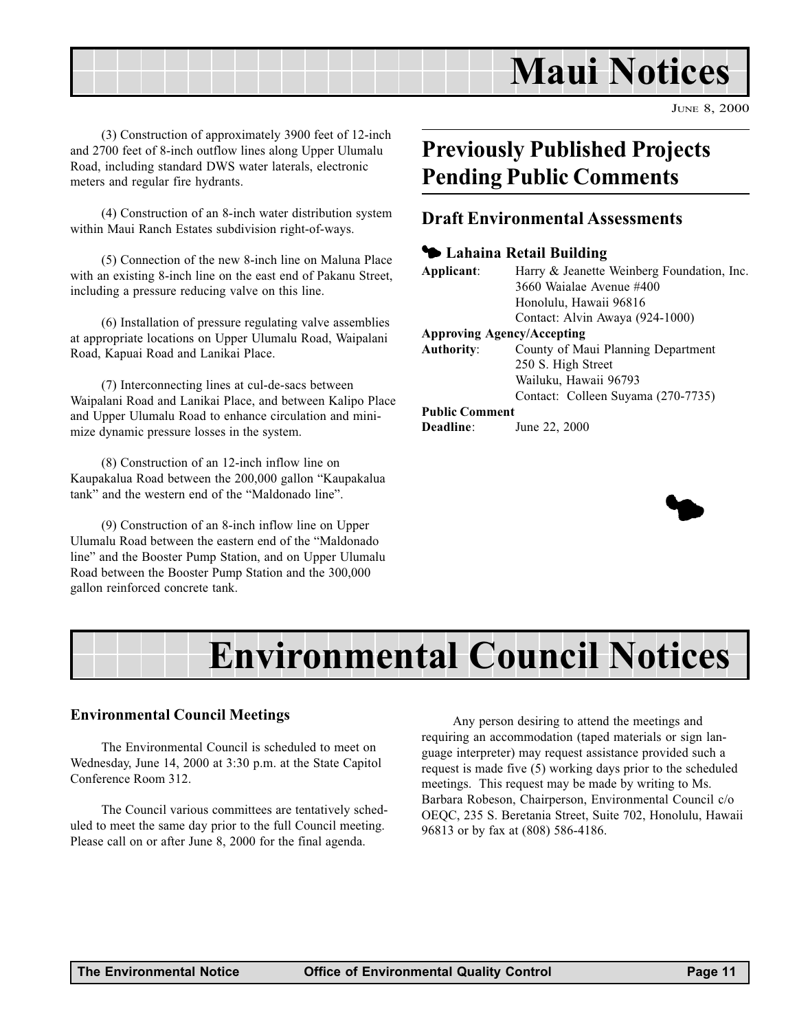# Maui Notices

JUNE 8, 2000

(3) Construction of approximately 3900 feet of 12-inch and 2700 feet of 8-inch outflow lines along Upper Ulumalu Road, including standard DWS water laterals, electronic meters and regular fire hydrants.

(4) Construction of an 8-inch water distribution system within Maui Ranch Estates subdivision right-of-ways.

(5) Connection of the new 8-inch line on Maluna Place with an existing 8-inch line on the east end of Pakanu Street, including a pressure reducing valve on this line.

(6) Installation of pressure regulating valve assemblies at appropriate locations on Upper Ulumalu Road, Waipalani Road, Kapuai Road and Lanikai Place.

(7) Interconnecting lines at cul-de-sacs between Waipalani Road and Lanikai Place, and between Kalipo Place and Upper Ulumalu Road to enhance circulation and minimize dynamic pressure losses in the system.

(8) Construction of an 12-inch inflow line on Kaupakalua Road between the 200,000 gallon "Kaupakalua tank" and the western end of the "Maldonado line".

(9) Construction of an 8-inch inflow line on Upper Ulumalu Road between the eastern end of the "Maldonado line" and the Booster Pump Station, and on Upper Ulumalu Road between the Booster Pump Station and the 300,000 gallon reinforced concrete tank.

## Previously Published Projects Pending Public Comments

### Draft Environmental Assessments

#### Lahaina Retail Building

**Applicant**: Harry & Jeanette Weinberg Foundation, Inc.
3660 Waialae Avenue #400
Honolulu, Hawaii 96816
Contact: Alvin Awaya (924-1000)

**Approving Agency/Accepting Authority**: County of Maui Planning Department
250 S. High Street
Wailuku, Hawaii 96793
Contact: Colleen Suyama (270-7735)

**Public Comment Deadline**: June 22, 2000

# Environmental Council Notices

### Environmental Council Meetings

The Environmental Council is scheduled to meet on Wednesday, June 14, 2000 at 3:30 p.m. at the State Capitol Conference Room 312.

The Council various committees are tentatively scheduled to meet the same day prior to the full Council meeting. Please call on or after June 8, 2000 for the final agenda.

Any person desiring to attend the meetings and requiring an accommodation (taped materials or sign language interpreter) may request assistance provided such a request is made five (5) working days prior to the scheduled meetings. This request may be made by writing to Ms. Barbara Robeson, Chairperson, Environmental Council c/o OEQC, 235 S. Beretania Street, Suite 702, Honolulu, Hawaii 96813 or by fax at (808) 586-4186.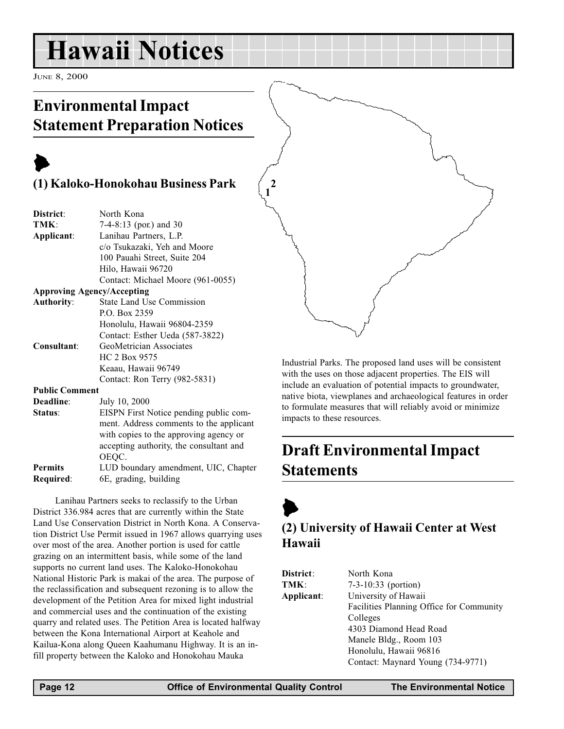# Hawaii Notices

June 8, 2000

## Environmental Impact Statement Preparation Notices

### (1) Kaloko-Honokohau Business Park

| | |
|---|---|
| **District**: | North Kona |
| **TMK**: | 7-4-8:13 (por.) and 30 |
| **Applicant**: | Lanihau Partners, L.P.<br>c/o Tsukazaki, Yeh and Moore<br>100 Pauahi Street, Suite 204<br>Hilo, Hawaii 96720<br>Contact: Michael Moore (961-0055) |
| **Approving Agency/Accepting Authority**: | State Land Use Commission<br>P.O. Box 2359<br>Honolulu, Hawaii 96804-2359<br>Contact: Esther Ueda (587-3822) |
| **Consultant**: | GeoMetrician Associates<br>HC 2 Box 9575<br>Keaau, Hawaii 96749<br>Contact: Ron Terry (982-5831) |
| **Public Comment Deadline**: | July 10, 2000 |
| **Status**: | EISPN First Notice pending public comment. Address comments to the applicant with copies to the approving agency or accepting authority, the consultant and OEQC. |
| **Permits Required**: | LUD boundary amendment, UIC, Chapter 6E, grading, building |

Lanihau Partners seeks to reclassify to the Urban District 336.984 acres that are currently within the State Land Use Conservation District in North Kona. A Conservation District Use Permit issued in 1967 allows quarrying uses over most of the area. Another portion is used for cattle grazing on an intermittent basis, while some of the land supports no current land uses. The Kaloko-Honokohau National Historic Park is makai of the area. The purpose of the reclassification and subsequent rezoning is to allow the development of the Petition Area for mixed light industrial and commercial uses and the continuation of the existing quarry and related uses. The Petition Area is located halfway between the Kona International Airport at Keahole and Kailua-Kona along Queen Kaahumanu Highway. It is an in-fill property between the Kaloko and Honokohau Mauka Industrial Parks. The proposed land uses will be consistent with the uses on those adjacent properties. The EIS will include an evaluation of potential impacts to groundwater, native biota, viewplanes and archaeological features in order to formulate measures that will reliably avoid or minimize impacts to these resources.

## Draft Environmental Impact Statements

### (2) University of Hawaii Center at West Hawaii

| | |
|---|---|
| **District**: | North Kona |
| **TMK**: | 7-3-10:33 (portion) |
| **Applicant**: | University of Hawaii<br>Facilities Planning Office for Community Colleges<br>4303 Diamond Head Road<br>Manele Bldg., Room 103<br>Honolulu, Hawaii 96816<br>Contact: Maynard Young (734-9771) |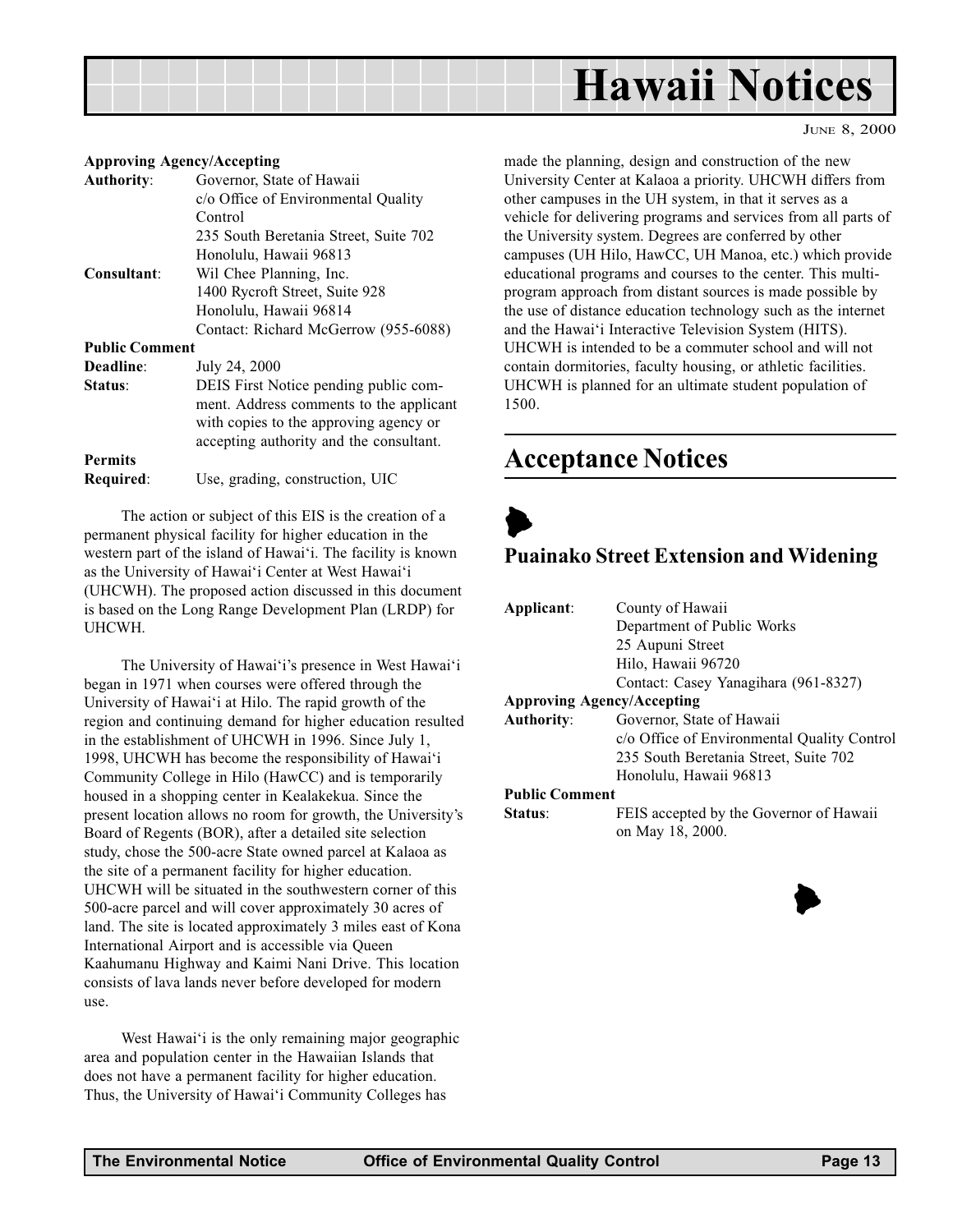**Approving Agency/Accepting**

**Authority**: Governor, State of Hawaii
c/o Office of Environmental Quality Control
235 South Beretania Street, Suite 702
Honolulu, Hawaii 96813

**Consultant**: Wil Chee Planning, Inc.
1400 Rycroft Street, Suite 928
Honolulu, Hawaii 96814
Contact: Richard McGerrow (955-6088)

**Public Comment**

**Deadline**: July 24, 2000

**Status**: DEIS First Notice pending public comment. Address comments to the applicant with copies to the approving agency or accepting authority and the consultant.

**Permits Required**: Use, grading, construction, UIC

The action or subject of this EIS is the creation of a permanent physical facility for higher education in the western part of the island of Hawai'i. The facility is known as the University of Hawai'i Center at West Hawai'i (UHCWH). The proposed action discussed in this document is based on the Long Range Development Plan (LRDP) for UHCWH.

The University of Hawai'i's presence in West Hawai'i began in 1971 when courses were offered through the University of Hawai'i at Hilo. The rapid growth of the region and continuing demand for higher education resulted in the establishment of UHCWH in 1996. Since July 1, 1998, UHCWH has become the responsibility of Hawai'i Community College in Hilo (HawCC) and is temporarily housed in a shopping center in Kealakekua. Since the present location allows no room for growth, the University's Board of Regents (BOR), after a detailed site selection study, chose the 500-acre State owned parcel at Kalaoa as the site of a permanent facility for higher education. UHCWH will be situated in the southwestern corner of this 500-acre parcel and will cover approximately 30 acres of land. The site is located approximately 3 miles east of Kona International Airport and is accessible via Queen Kaahumanu Highway and Kaimi Nani Drive. This location consists of lava lands never before developed for modern use.

West Hawai'i is the only remaining major geographic area and population center in the Hawaiian Islands that does not have a permanent facility for higher education. Thus, the University of Hawai'i Community Colleges has made the planning, design and construction of the new University Center at Kalaoa a priority. UHCWH differs from other campuses in the UH system, in that it serves as a vehicle for delivering programs and services from all parts of the University system. Degrees are conferred by other campuses (UH Hilo, HawCC, UH Manoa, etc.) which provide educational programs and courses to the center. This multi-program approach from distant sources is made possible by the use of distance education technology such as the internet and the Hawai'i Interactive Television System (HITS). UHCWH is intended to be a commuter school and will not contain dormitories, faculty housing, or athletic facilities. UHCWH is planned for an ultimate student population of 1500.

## Acceptance Notices

### Puainako Street Extension and Widening

**Applicant**: County of Hawaii
Department of Public Works
25 Aupuni Street
Hilo, Hawaii 96720
Contact: Casey Yanagihara (961-8327)

**Approving Agency/Accepting**

**Authority**: Governor, State of Hawaii
c/o Office of Environmental Quality Control
235 South Beretania Street, Suite 702
Honolulu, Hawaii 96813

**Public Comment**

**Status**: FEIS accepted by the Governor of Hawaii on May 18, 2000.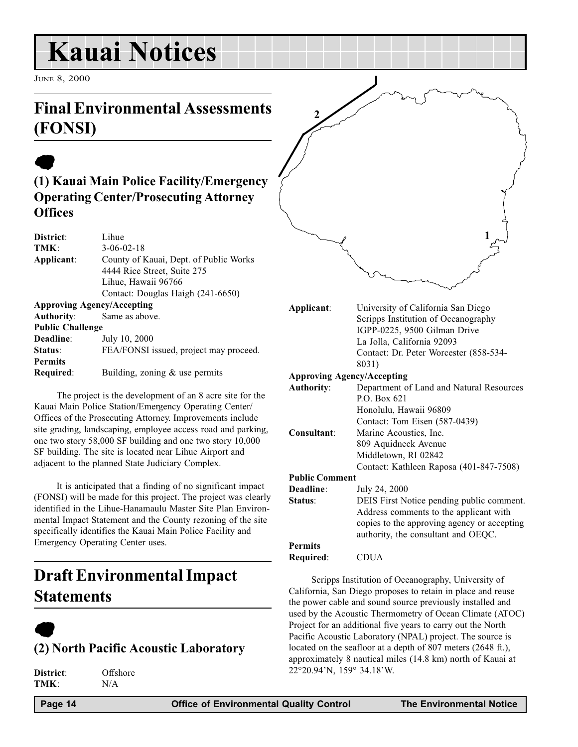# Kauai Notices

June 8, 2000

## Final Environmental Assessments (FONSI)

### (1) Kauai Main Police Facility/Emergency Operating Center/Prosecuting Attorney Offices

**District**: Lihue
**TMK**: 3-06-02-18
**Applicant**: County of Kauai, Dept. of Public Works
4444 Rice Street, Suite 275
Lihue, Hawaii 96766
Contact: Douglas Haigh (241-6650)
**Approving Agency/Accepting Authority**: Same as above.
**Public Challenge Deadline**: July 10, 2000
**Status**: FEA/FONSI issued, project may proceed.
**Permits Required**: Building, zoning & use permits

The project is the development of an 8 acre site for the Kauai Main Police Station/Emergency Operating Center/ Offices of the Prosecuting Attorney. Improvements include site grading, landscaping, employee access road and parking, one two story 58,000 SF building and one two story 10,000 SF building. The site is located near Lihue Airport and adjacent to the planned State Judiciary Complex.

It is anticipated that a finding of no significant impact (FONSI) will be made for this project. The project was clearly identified in the Lihue-Hanamaulu Master Site Plan Environmental Impact Statement and the County rezoning of the site specifically identifies the Kauai Main Police Facility and Emergency Operating Center uses.

## Draft Environmental Impact Statements

### (2) North Pacific Acoustic Laboratory

**District**: Offshore
**TMK**: N/A
**Applicant**: University of California San Diego
Scripps Institution of Oceanography
IGPP-0225, 9500 Gilman Drive
La Jolla, California 92093
Contact: Dr. Peter Worcester (858-534-8031)
**Approving Agency/Accepting Authority**: Department of Land and Natural Resources
P.O. Box 621
Honolulu, Hawaii 96809
Contact: Tom Eisen (587-0439)
**Consultant**: Marine Acoustics, Inc.
809 Aquidneck Avenue
Middletown, RI 02842
Contact: Kathleen Raposa (401-847-7508)
**Public Comment Deadline**: July 24, 2000
**Status**: DEIS First Notice pending public comment. Address comments to the applicant with copies to the approving agency or accepting authority, the consultant and OEQC.
**Permits Required**: CDUA

Scripps Institution of Oceanography, University of California, San Diego proposes to retain in place and reuse the power cable and sound source previously installed and used by the Acoustic Thermometry of Ocean Climate (ATOC) Project for an additional five years to carry out the North Pacific Acoustic Laboratory (NPAL) project. The source is located on the seafloor at a depth of 807 meters (2648 ft.), approximately 8 nautical miles (14.8 km) north of Kauai at 22°20.94'N, 159° 34.18'W.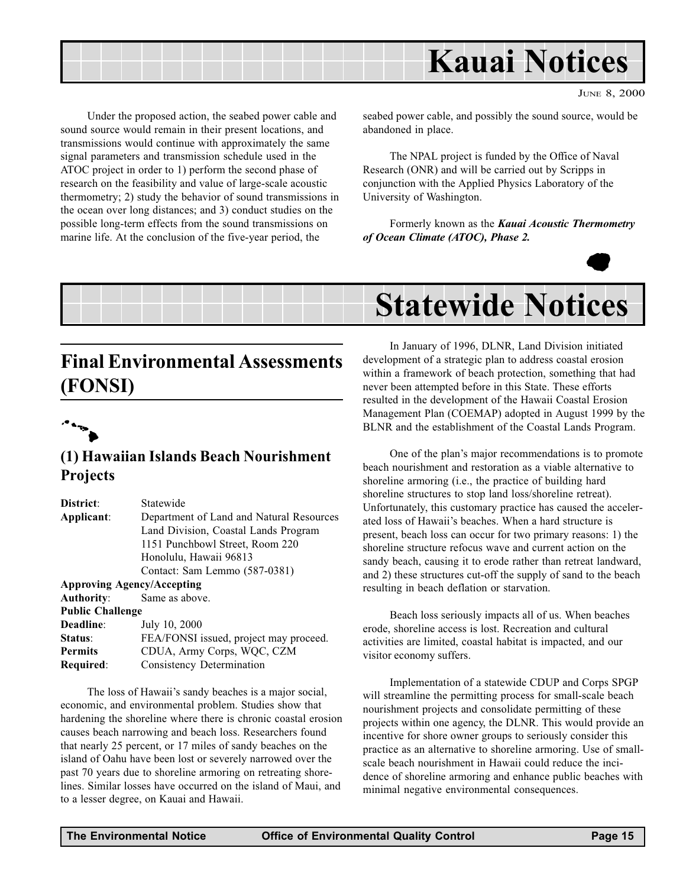# Kauai Notices

Under the proposed action, the seabed power cable and sound source would remain in their present locations, and transmissions would continue with approximately the same signal parameters and transmission schedule used in the ATOC project in order to 1) perform the second phase of research on the feasibility and value of large-scale acoustic thermometry; 2) study the behavior of sound transmissions in the ocean over long distances; and 3) conduct studies on the possible long-term effects from the sound transmissions on marine life. At the conclusion of the five-year period, the seabed power cable, and possibly the sound source, would be abandoned in place.

The NPAL project is funded by the Office of Naval Research (ONR) and will be carried out by Scripps in conjunction with the Applied Physics Laboratory of the University of Washington.

Formerly known as the ***Kauai Acoustic Thermometry of Ocean Climate (ATOC), Phase 2.***

# Statewide Notices

## Final Environmental Assessments (FONSI)

### (1) Hawaiian Islands Beach Nourishment Projects

| | |
|---|---|
| **District**: | Statewide |
| **Applicant**: | Department of Land and Natural Resources Land Division, Coastal Lands Program 1151 Punchbowl Street, Room 220 Honolulu, Hawaii 96813 Contact: Sam Lemmo (587-0381) |
| **Approving Agency/Accepting Authority**: | Same as above. |
| **Public Challenge Deadline**: | July 10, 2000 |
| **Status**: | FEA/FONSI issued, project may proceed. |
| **Permits Required**: | CDUA, Army Corps, WQC, CZM Consistency Determination |

The loss of Hawaii's sandy beaches is a major social, economic, and environmental problem. Studies show that hardening the shoreline where there is chronic coastal erosion causes beach narrowing and beach loss. Researchers found that nearly 25 percent, or 17 miles of sandy beaches on the island of Oahu have been lost or severely narrowed over the past 70 years due to shoreline armoring on retreating shorelines. Similar losses have occurred on the island of Maui, and to a lesser degree, on Kauai and Hawaii.

In January of 1996, DLNR, Land Division initiated development of a strategic plan to address coastal erosion within a framework of beach protection, something that had never been attempted before in this State. These efforts resulted in the development of the Hawaii Coastal Erosion Management Plan (COEMAP) adopted in August 1999 by the BLNR and the establishment of the Coastal Lands Program.

One of the plan's major recommendations is to promote beach nourishment and restoration as a viable alternative to shoreline armoring (i.e., the practice of building hard shoreline structures to stop land loss/shoreline retreat). Unfortunately, this customary practice has caused the accelerated loss of Hawaii's beaches. When a hard structure is present, beach loss can occur for two primary reasons: 1) the shoreline structure refocus wave and current action on the sandy beach, causing it to erode rather than retreat landward, and 2) these structures cut-off the supply of sand to the beach resulting in beach deflation or starvation.

Beach loss seriously impacts all of us. When beaches erode, shoreline access is lost. Recreation and cultural activities are limited, coastal habitat is impacted, and our visitor economy suffers.

Implementation of a statewide CDUP and Corps SPGP will streamline the permitting process for small-scale beach nourishment projects and consolidate permitting of these projects within one agency, the DLNR. This would provide an incentive for shore owner groups to seriously consider this practice as an alternative to shoreline armoring. Use of small-scale beach nourishment in Hawaii could reduce the incidence of shoreline armoring and enhance public beaches with minimal negative environmental consequences.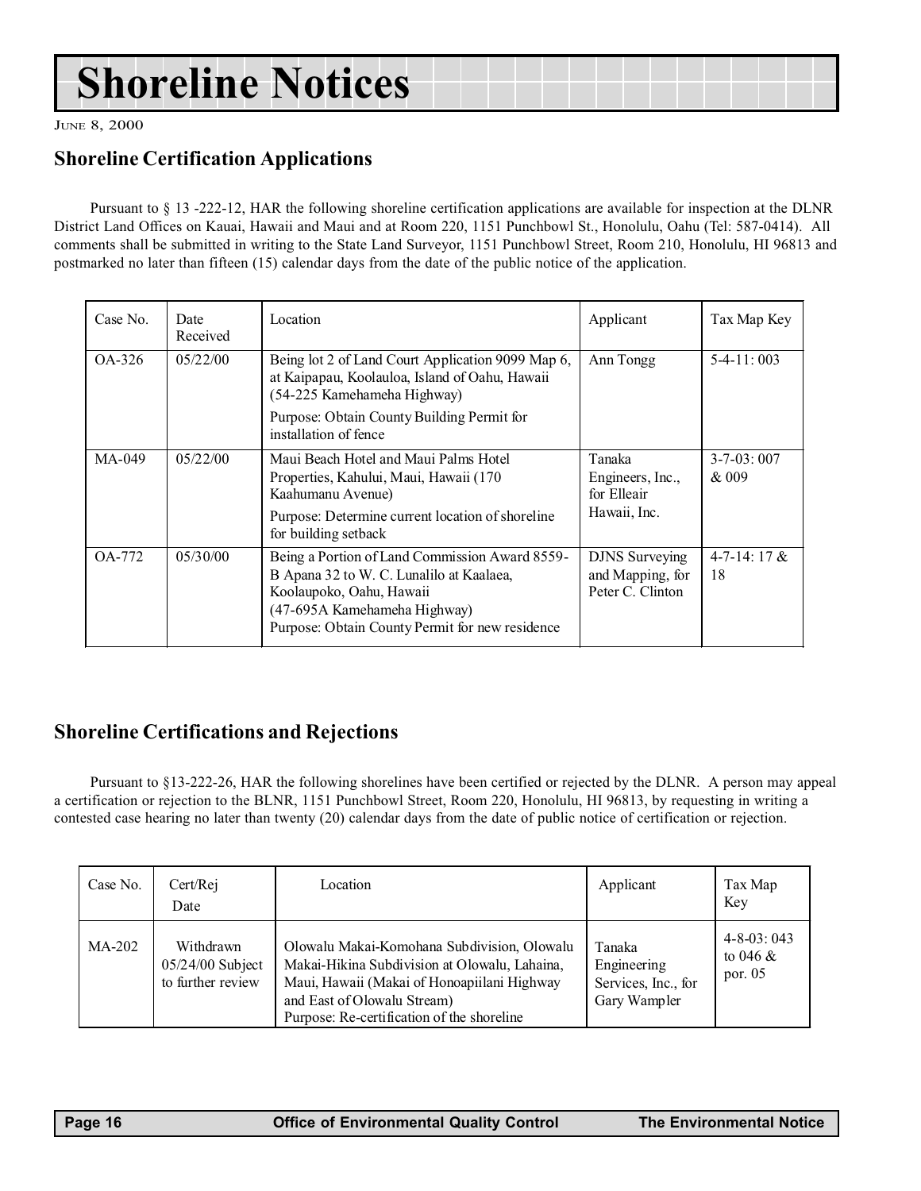# Shoreline Notices

JUNE 8, 2000

## Shoreline Certification Applications

Pursuant to § 13 -222-12, HAR the following shoreline certification applications are available for inspection at the DLNR District Land Offices on Kauai, Hawaii and Maui and at Room 220, 1151 Punchbowl St., Honolulu, Oahu (Tel: 587-0414). All comments shall be submitted in writing to the State Land Surveyor, 1151 Punchbowl Street, Room 210, Honolulu, HI 96813 and postmarked no later than fifteen (15) calendar days from the date of the public notice of the application.

| Case No. | Date Received | Location | Applicant | Tax Map Key |
|---|---|---|---|---|
| OA-326 | 05/22/00 | Being lot 2 of Land Court Application 9099 Map 6, at Kaipapau, Koolauloa, Island of Oahu, Hawaii (54-225 Kamehameha Highway)<br>Purpose: Obtain County Building Permit for installation of fence | Ann Tongg | 5-4-11: 003 |
| MA-049 | 05/22/00 | Maui Beach Hotel and Maui Palms Hotel Properties, Kahului, Maui, Hawaii (170 Kaahumanu Avenue)<br>Purpose: Determine current location of shoreline for building setback | Tanaka Engineers, Inc., for Elleair Hawaii, Inc. | 3-7-03: 007 & 009 |
| OA-772 | 05/30/00 | Being a Portion of Land Commission Award 8559-B Apana 32 to W. C. Lunalilo at Kaalaea, Koolaupoko, Oahu, Hawaii (47-695A Kamehameha Highway)<br>Purpose: Obtain County Permit for new residence | DJNS Surveying and Mapping, for Peter C. Clinton | 4-7-14: 17 & 18 |

## Shoreline Certifications and Rejections

Pursuant to §13-222-26, HAR the following shorelines have been certified or rejected by the DLNR. A person may appeal a certification or rejection to the BLNR, 1151 Punchbowl Street, Room 220, Honolulu, HI 96813, by requesting in writing a contested case hearing no later than twenty (20) calendar days from the date of public notice of certification or rejection.

| Case No. | Cert/Rej Date | Location | Applicant | Tax Map Key |
|---|---|---|---|---|
| MA-202 | Withdrawn 05/24/00 Subject to further review | Olowalu Makai-Komohana Subdivision, Olowalu Makai-Hikina Subdivision at Olowalu, Lahaina, Maui, Hawaii (Makai of Honoapiilani Highway and East of Olowalu Stream)<br>Purpose: Re-certification of the shoreline | Tanaka Engineering Services, Inc., for Gary Wampler | 4-8-03: 043 to 046 & por. 05 |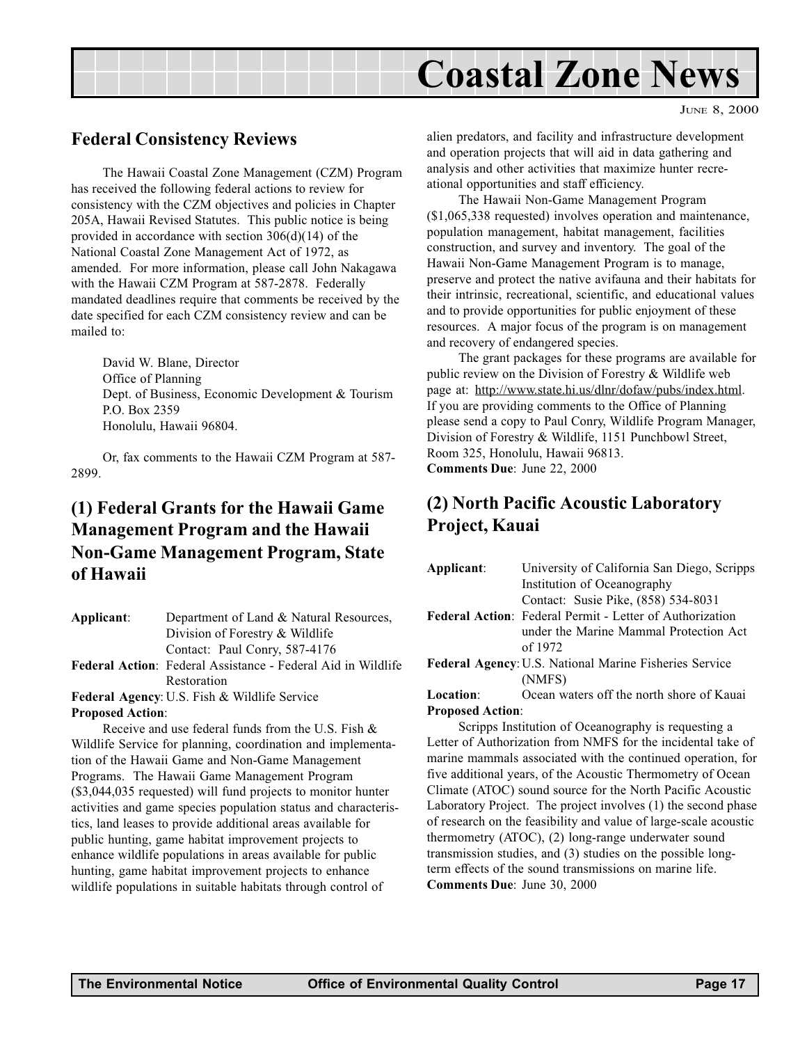# Coastal Zone News

JUNE 8, 2000

## Federal Consistency Reviews

The Hawaii Coastal Zone Management (CZM) Program has received the following federal actions to review for consistency with the CZM objectives and policies in Chapter 205A, Hawaii Revised Statutes. This public notice is being provided in accordance with section 306(d)(14) of the National Coastal Zone Management Act of 1972, as amended. For more information, please call John Nakagawa with the Hawaii CZM Program at 587-2878. Federally mandated deadlines require that comments be received by the date specified for each CZM consistency review and can be mailed to:

David W. Blane, Director
Office of Planning
Dept. of Business, Economic Development & Tourism
P.O. Box 2359
Honolulu, Hawaii 96804.

Or, fax comments to the Hawaii CZM Program at 587-2899.

## (1) Federal Grants for the Hawaii Game Management Program and the Hawaii Non-Game Management Program, State of Hawaii

**Applicant**: Department of Land & Natural Resources, Division of Forestry & Wildlife
Contact: Paul Conry, 587-4176
**Federal Action**: Federal Assistance - Federal Aid in Wildlife Restoration
**Federal Agency**: U.S. Fish & Wildlife Service
**Proposed Action**:

Receive and use federal funds from the U.S. Fish & Wildlife Service for planning, coordination and implementation of the Hawaii Game and Non-Game Management Programs. The Hawaii Game Management Program ($3,044,035 requested) will fund projects to monitor hunter activities and game species population status and characteristics, land leases to provide additional areas available for public hunting, game habitat improvement projects to enhance wildlife populations in areas available for public hunting, game habitat improvement projects to enhance wildlife populations in suitable habitats through control of alien predators, and facility and infrastructure development and operation projects that will aid in data gathering and analysis and other activities that maximize hunter recreational opportunities and staff efficiency.

The Hawaii Non-Game Management Program ($1,065,338 requested) involves operation and maintenance, population management, habitat management, facilities construction, and survey and inventory. The goal of the Hawaii Non-Game Management Program is to manage, preserve and protect the native avifauna and their habitats for their intrinsic, recreational, scientific, and educational values and to provide opportunities for public enjoyment of these resources. A major focus of the program is on management and recovery of endangered species.

The grant packages for these programs are available for public review on the Division of Forestry & Wildlife web page at: http://www.state.hi.us/dlnr/dofaw/pubs/index.html. If you are providing comments to the Office of Planning please send a copy to Paul Conry, Wildlife Program Manager, Division of Forestry & Wildlife, 1151 Punchbowl Street, Room 325, Honolulu, Hawaii 96813.
**Comments Due**: June 22, 2000

## (2) North Pacific Acoustic Laboratory Project, Kauai

**Applicant**: University of California San Diego, Scripps Institution of Oceanography
Contact: Susie Pike, (858) 534-8031
**Federal Action**: Federal Permit - Letter of Authorization under the Marine Mammal Protection Act of 1972
**Federal Agency**: U.S. National Marine Fisheries Service (NMFS)
**Location**: Ocean waters off the north shore of Kauai
**Proposed Action**:

Scripps Institution of Oceanography is requesting a Letter of Authorization from NMFS for the incidental take of marine mammals associated with the continued operation, for five additional years, of the Acoustic Thermometry of Ocean Climate (ATOC) sound source for the North Pacific Acoustic Laboratory Project. The project involves (1) the second phase of research on the feasibility and value of large-scale acoustic thermometry (ATOC), (2) long-range underwater sound transmission studies, and (3) studies on the possible long-term effects of the sound transmissions on marine life.
**Comments Due**: June 30, 2000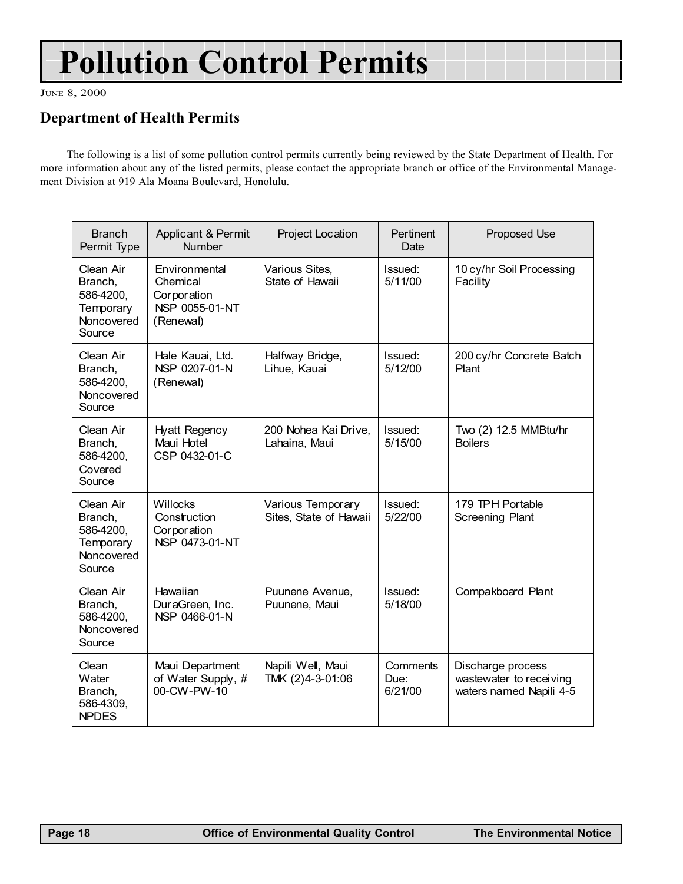# Pollution Control Permits

June 8, 2000

## Department of Health Permits

The following is a list of some pollution control permits currently being reviewed by the State Department of Health. For more information about any of the listed permits, please contact the appropriate branch or office of the Environmental Management Division at 919 Ala Moana Boulevard, Honolulu.

| Branch Permit Type | Applicant & Permit Number | Project Location | Pertinent Date | Proposed Use |
|---|---|---|---|---|
| Clean Air Branch, 586-4200, Temporary Noncovered Source | Environmental Chemical Corporation NSP 0055-01-NT (Renewal) | Various Sites, State of Hawaii | Issued: 5/11/00 | 10 cy/hr Soil Processing Facility |
| Clean Air Branch, 586-4200, Noncovered Source | Hale Kauai, Ltd. NSP 0207-01-N (Renewal) | Halfway Bridge, Lihue, Kauai | Issued: 5/12/00 | 200 cy/hr Concrete Batch Plant |
| Clean Air Branch, 586-4200, Covered Source | Hyatt Regency Maui Hotel CSP 0432-01-C | 200 Nohea Kai Drive, Lahaina, Maui | Issued: 5/15/00 | Two (2) 12.5 MMBtu/hr Boilers |
| Clean Air Branch, 586-4200, Temporary Noncovered Source | Willocks Construction Corporation NSP 0473-01-NT | Various Temporary Sites, State of Hawaii | Issued: 5/22/00 | 179 TPH Portable Screening Plant |
| Clean Air Branch, 586-4200, Noncovered Source | Hawaiian DuraGreen, Inc. NSP 0466-01-N | Puunene Avenue, Puunene, Maui | Issued: 5/18/00 | Compakboard Plant |
| Clean Water Branch, 586-4309, NPDES | Maui Department of Water Supply, # 00-CW-PW-10 | Napili Well, Maui TMK (2)4-3-01:06 | Comments Due: 6/21/00 | Discharge process wastewater to receiving waters named Napili 4-5 |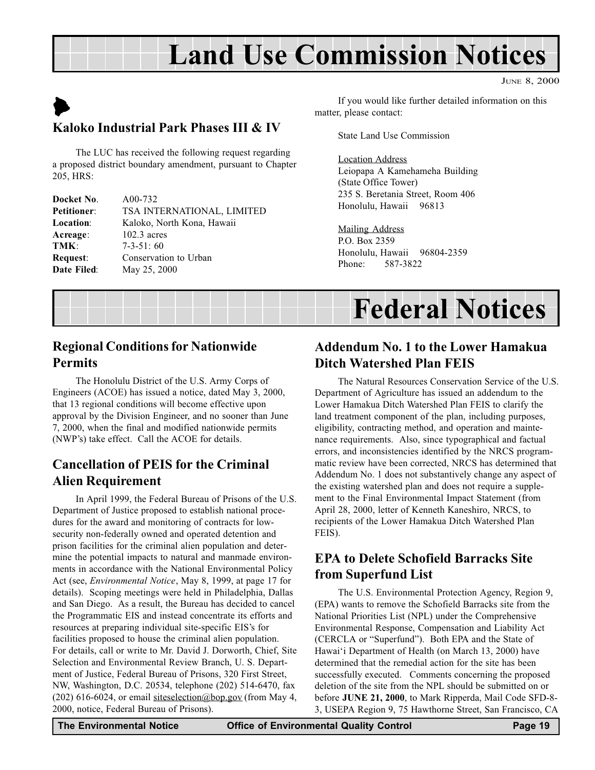# Land Use Commission Notices

JUNE 8, 2000

## Kaloko Industrial Park Phases III & IV

The LUC has received the following request regarding a proposed district boundary amendment, pursuant to Chapter 205, HRS:

| | |
|---|---|
| **Docket No**. | A00-732 |
| **Petitioner**: | TSA INTERNATIONAL, LIMITED |
| **Location**: | Kaloko, North Kona, Hawaii |
| **Acreage**: | 102.3 acres |
| **TMK**: | 7-3-51: 60 |
| **Request**: | Conservation to Urban |
| **Date Filed**: | May 25, 2000 |

If you would like further detailed information on this matter, please contact:

State Land Use Commission

Location Address
Leiopapa A Kamehameha Building
(State Office Tower)
235 S. Beretania Street, Room 406
Honolulu, Hawaii 96813

Mailing Address
P.O. Box 2359
Honolulu, Hawaii 96804-2359
Phone: 587-3822

# Federal Notices

## Regional Conditions for Nationwide Permits

The Honolulu District of the U.S. Army Corps of Engineers (ACOE) has issued a notice, dated May 3, 2000, that 13 regional conditions will become effective upon approval by the Division Engineer, and no sooner than June 7, 2000, when the final and modified nationwide permits (NWP's) take effect. Call the ACOE for details.

## Cancellation of PEIS for the Criminal Alien Requirement

In April 1999, the Federal Bureau of Prisons of the U.S. Department of Justice proposed to establish national procedures for the award and monitoring of contracts for low-security non-federally owned and operated detention and prison facilities for the criminal alien population and determine the potential impacts to natural and manmade environments in accordance with the National Environmental Policy Act (see, *Environmental Notice*, May 8, 1999, at page 17 for details). Scoping meetings were held in Philadelphia, Dallas and San Diego. As a result, the Bureau has decided to cancel the Programmatic EIS and instead concentrate its efforts and resources at preparing individual site-specific EIS's for facilities proposed to house the criminal alien population. For details, call or write to Mr. David J. Dorworth, Chief, Site Selection and Environmental Review Branch, U. S. Department of Justice, Federal Bureau of Prisons, 320 First Street, NW, Washington, D.C. 20534, telephone (202) 514-6470, fax (202) 616-6024, or email siteselection@bop.gov (from May 4, 2000, notice, Federal Bureau of Prisons).

## Addendum No. 1 to the Lower Hamakua Ditch Watershed Plan FEIS

The Natural Resources Conservation Service of the U.S. Department of Agriculture has issued an addendum to the Lower Hamakua Ditch Watershed Plan FEIS to clarify the land treatment component of the plan, including purposes, eligibility, contracting method, and operation and maintenance requirements. Also, since typographical and factual errors, and inconsistencies identified by the NRCS programmatic review have been corrected, NRCS has determined that Addendum No. 1 does not substantively change any aspect of the existing watershed plan and does not require a supplement to the Final Environmental Impact Statement (from April 28, 2000, letter of Kenneth Kaneshiro, NRCS, to recipients of the Lower Hamakua Ditch Watershed Plan FEIS).

## EPA to Delete Schofield Barracks Site from Superfund List

The U.S. Environmental Protection Agency, Region 9, (EPA) wants to remove the Schofield Barracks site from the National Priorities List (NPL) under the Comprehensive Environmental Response, Compensation and Liability Act (CERCLA or "Superfund"). Both EPA and the State of Hawai'i Department of Health (on March 13, 2000) have determined that the remedial action for the site has been successfully executed. Comments concerning the proposed deletion of the site from the NPL should be submitted on or before **JUNE 21, 2000**, to Mark Ripperda, Mail Code SFD-8-3, USEPA Region 9, 75 Hawthorne Street, San Francisco, CA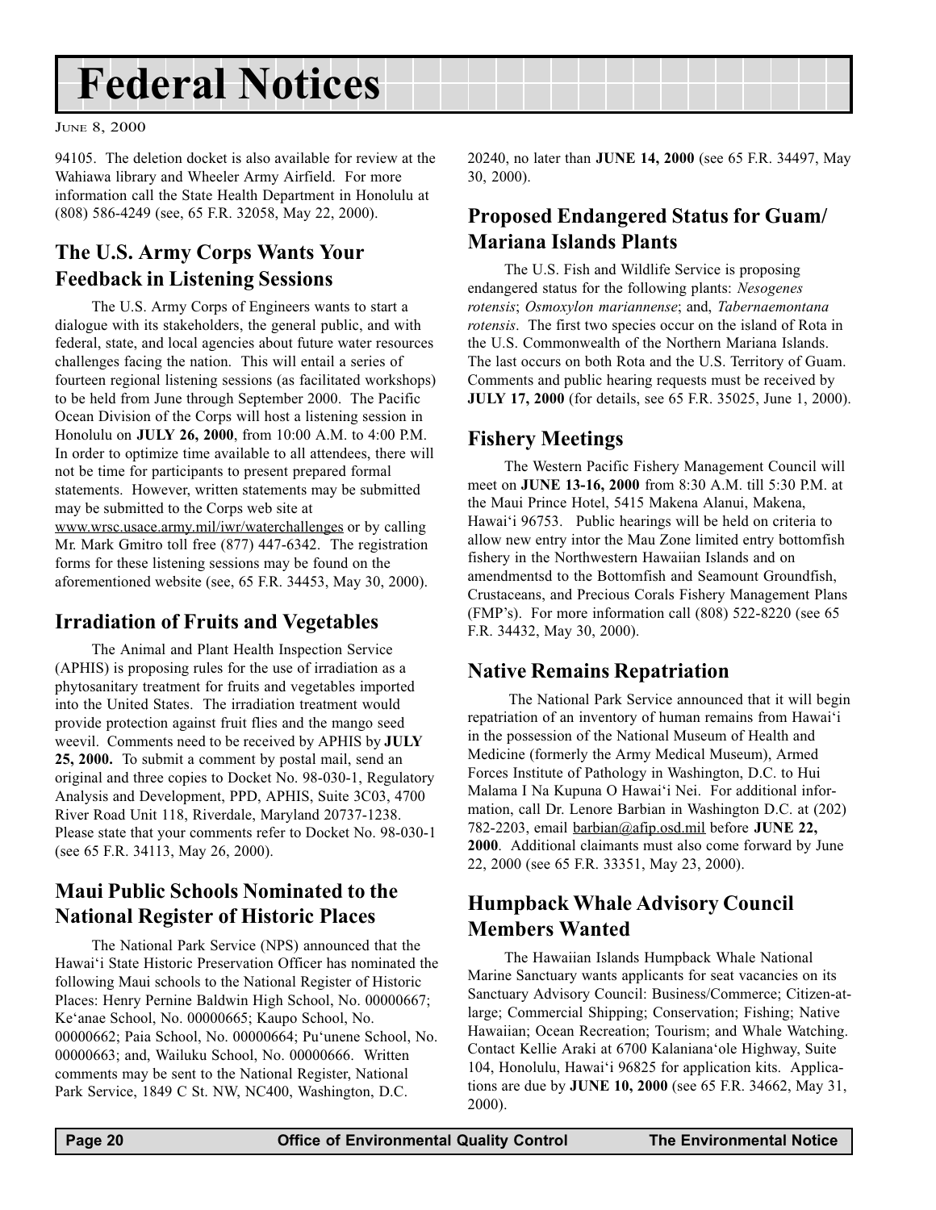# Federal Notices

94105. The deletion docket is also available for review at the Wahiawa library and Wheeler Army Airfield. For more information call the State Health Department in Honolulu at (808) 586-4249 (see, 65 F.R. 32058, May 22, 2000).

## The U.S. Army Corps Wants Your Feedback in Listening Sessions

The U.S. Army Corps of Engineers wants to start a dialogue with its stakeholders, the general public, and with federal, state, and local agencies about future water resources challenges facing the nation. This will entail a series of fourteen regional listening sessions (as facilitated workshops) to be held from June through September 2000. The Pacific Ocean Division of the Corps will host a listening session in Honolulu on **JULY 26, 2000**, from 10:00 A.M. to 4:00 P.M. In order to optimize time available to all attendees, there will not be time for participants to present prepared formal statements. However, written statements may be submitted may be submitted to the Corps web site at www.wrsc.usace.army.mil/iwr/waterchallenges or by calling Mr. Mark Gmitro toll free (877) 447-6342. The registration forms for these listening sessions may be found on the aforementioned website (see, 65 F.R. 34453, May 30, 2000).

## Irradiation of Fruits and Vegetables

The Animal and Plant Health Inspection Service (APHIS) is proposing rules for the use of irradiation as a phytosanitary treatment for fruits and vegetables imported into the United States. The irradiation treatment would provide protection against fruit flies and the mango seed weevil. Comments need to be received by APHIS by **JULY 25, 2000.** To submit a comment by postal mail, send an original and three copies to Docket No. 98-030-1, Regulatory Analysis and Development, PPD, APHIS, Suite 3C03, 4700 River Road Unit 118, Riverdale, Maryland 20737-1238. Please state that your comments refer to Docket No. 98-030-1 (see 65 F.R. 34113, May 26, 2000).

## Maui Public Schools Nominated to the National Register of Historic Places

The National Park Service (NPS) announced that the Hawai'i State Historic Preservation Officer has nominated the following Maui schools to the National Register of Historic Places: Henry Pernine Baldwin High School, No. 00000667; Ke'anae School, No. 00000665; Kaupo School, No. 00000662; Paia School, No. 00000664; Pu'unene School, No. 00000663; and, Wailuku School, No. 00000666. Written comments may be sent to the National Register, National Park Service, 1849 C St. NW, NC400, Washington, D.C. 20240, no later than **JUNE 14, 2000** (see 65 F.R. 34497, May 30, 2000).

## Proposed Endangered Status for Guam/ Mariana Islands Plants

The U.S. Fish and Wildlife Service is proposing endangered status for the following plants: *Nesogenes rotensis*; *Osmoxylon mariannense*; and, *Tabernaemontana rotensis*. The first two species occur on the island of Rota in the U.S. Commonwealth of the Northern Mariana Islands. The last occurs on both Rota and the U.S. Territory of Guam. Comments and public hearing requests must be received by **JULY 17, 2000** (for details, see 65 F.R. 35025, June 1, 2000).

## Fishery Meetings

The Western Pacific Fishery Management Council will meet on **JUNE 13-16, 2000** from 8:30 A.M. till 5:30 P.M. at the Maui Prince Hotel, 5415 Makena Alanui, Makena, Hawai'i 96753. Public hearings will be held on criteria to allow new entry intor the Mau Zone limited entry bottomfish fishery in the Northwestern Hawaiian Islands and on amendmentsd to the Bottomfish and Seamount Groundfish, Crustaceans, and Precious Corals Fishery Management Plans (FMP's). For more information call (808) 522-8220 (see 65 F.R. 34432, May 30, 2000).

## Native Remains Repatriation

The National Park Service announced that it will begin repatriation of an inventory of human remains from Hawai'i in the possession of the National Museum of Health and Medicine (formerly the Army Medical Museum), Armed Forces Institute of Pathology in Washington, D.C. to Hui Malama I Na Kupuna O Hawai'i Nei. For additional information, call Dr. Lenore Barbian in Washington D.C. at (202) 782-2203, email barbian@afip.osd.mil before **JUNE 22, 2000**. Additional claimants must also come forward by June 22, 2000 (see 65 F.R. 33351, May 23, 2000).

## Humpback Whale Advisory Council Members Wanted

The Hawaiian Islands Humpback Whale National Marine Sanctuary wants applicants for seat vacancies on its Sanctuary Advisory Council: Business/Commerce; Citizen-at-large; Commercial Shipping; Conservation; Fishing; Native Hawaiian; Ocean Recreation; Tourism; and Whale Watching. Contact Kellie Araki at 6700 Kalaniana'ole Highway, Suite 104, Honolulu, Hawai'i 96825 for application kits. Applications are due by **JUNE 10, 2000** (see 65 F.R. 34662, May 31, 2000).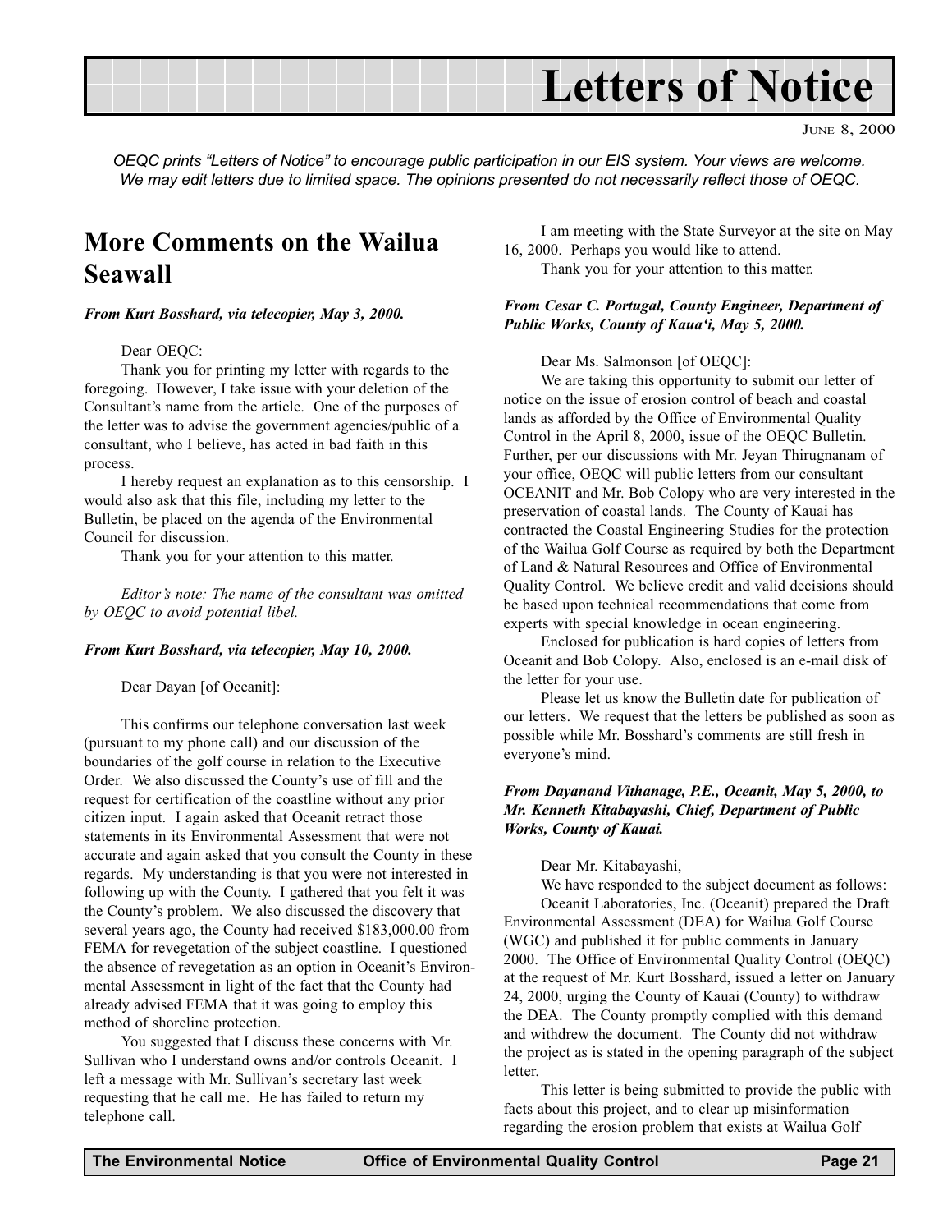# Letters of Notice

June 8, 2000

*OEQC prints "Letters of Notice" to encourage public participation in our EIS system. Your views are welcome. We may edit letters due to limited space. The opinions presented do not necessarily reflect those of OEQC.*

## More Comments on the Wailua Seawall

***From Kurt Bosshard, via telecopier, May 3, 2000.***

Dear OEQC:

Thank you for printing my letter with regards to the foregoing. However, I take issue with your deletion of the Consultant's name from the article. One of the purposes of the letter was to advise the government agencies/public of a consultant, who I believe, has acted in bad faith in this process.

I hereby request an explanation as to this censorship. I would also ask that this file, including my letter to the Bulletin, be placed on the agenda of the Environmental Council for discussion.

Thank you for your attention to this matter.

*Editor's note: The name of the consultant was omitted by OEQC to avoid potential libel.*

***From Kurt Bosshard, via telecopier, May 10, 2000.***

Dear Dayan [of Oceanit]:

This confirms our telephone conversation last week (pursuant to my phone call) and our discussion of the boundaries of the golf course in relation to the Executive Order. We also discussed the County's use of fill and the request for certification of the coastline without any prior citizen input. I again asked that Oceanit retract those statements in its Environmental Assessment that were not accurate and again asked that you consult the County in these regards. My understanding is that you were not interested in following up with the County. I gathered that you felt it was the County's problem. We also discussed the discovery that several years ago, the County had received $183,000.00 from FEMA for revegetation of the subject coastline. I questioned the absence of revegetation as an option in Oceanit's Environmental Assessment in light of the fact that the County had already advised FEMA that it was going to employ this method of shoreline protection.

You suggested that I discuss these concerns with Mr. Sullivan who I understand owns and/or controls Oceanit. I left a message with Mr. Sullivan's secretary last week requesting that he call me. He has failed to return my telephone call.

I am meeting with the State Surveyor at the site on May 16, 2000. Perhaps you would like to attend.

Thank you for your attention to this matter.

***From Cesar C. Portugal, County Engineer, Department of Public Works, County of Kaua'i, May 5, 2000.***

Dear Ms. Salmonson [of OEQC]:

We are taking this opportunity to submit our letter of notice on the issue of erosion control of beach and coastal lands as afforded by the Office of Environmental Quality Control in the April 8, 2000, issue of the OEQC Bulletin. Further, per our discussions with Mr. Jeyan Thirugnanam of your office, OEQC will public letters from our consultant OCEANIT and Mr. Bob Colopy who are very interested in the preservation of coastal lands. The County of Kauai has contracted the Coastal Engineering Studies for the protection of the Wailua Golf Course as required by both the Department of Land & Natural Resources and Office of Environmental Quality Control. We believe credit and valid decisions should be based upon technical recommendations that come from experts with special knowledge in ocean engineering.

Enclosed for publication is hard copies of letters from Oceanit and Bob Colopy. Also, enclosed is an e-mail disk of the letter for your use.

Please let us know the Bulletin date for publication of our letters. We request that the letters be published as soon as possible while Mr. Bosshard's comments are still fresh in everyone's mind.

***From Dayanand Vithanage, P.E., Oceanit, May 5, 2000, to Mr. Kenneth Kitabayashi, Chief, Department of Public Works, County of Kauai.***

Dear Mr. Kitabayashi,

We have responded to the subject document as follows:

Oceanit Laboratories, Inc. (Oceanit) prepared the Draft Environmental Assessment (DEA) for Wailua Golf Course (WGC) and published it for public comments in January 2000. The Office of Environmental Quality Control (OEQC) at the request of Mr. Kurt Bosshard, issued a letter on January 24, 2000, urging the County of Kauai (County) to withdraw the DEA. The County promptly complied with this demand and withdrew the document. The County did not withdraw the project as is stated in the opening paragraph of the subject letter.

This letter is being submitted to provide the public with facts about this project, and to clear up misinformation regarding the erosion problem that exists at Wailua Golf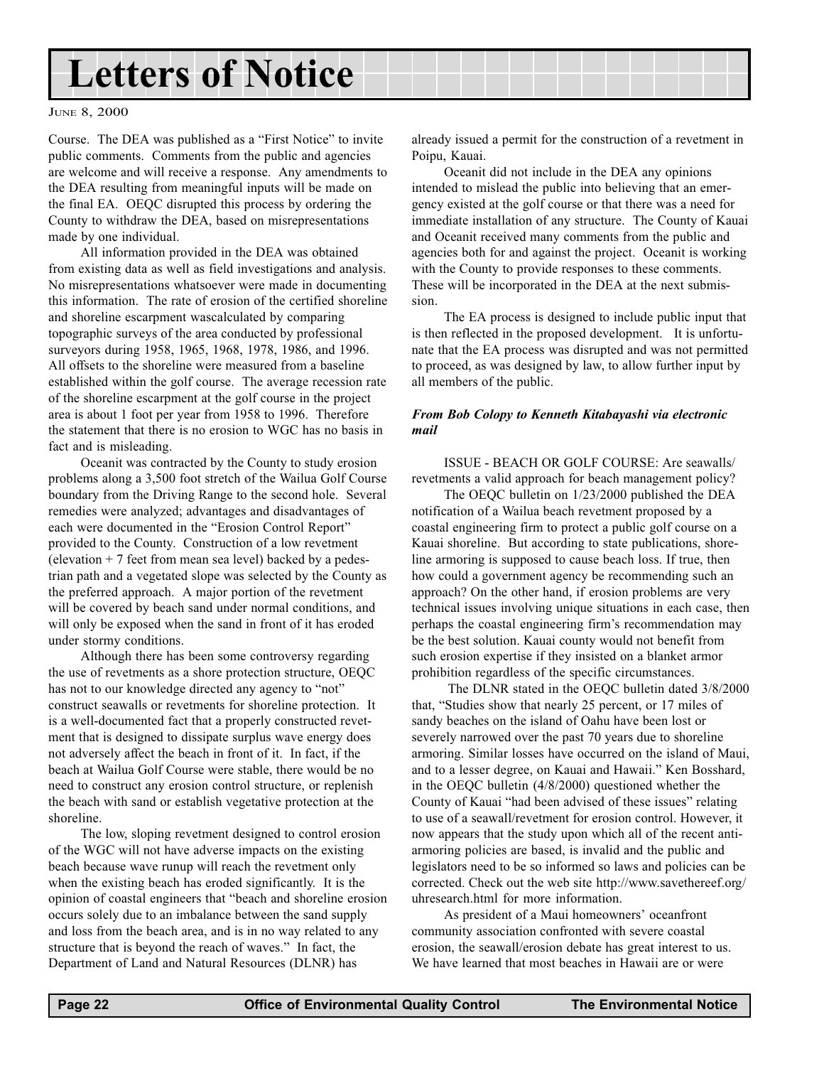Course. The DEA was published as a "First Notice" to invite public comments. Comments from the public and agencies are welcome and will receive a response. Any amendments to the DEA resulting from meaningful inputs will be made on the final EA. OEQC disrupted this process by ordering the County to withdraw the DEA, based on misrepresentations made by one individual.

All information provided in the DEA was obtained from existing data as well as field investigations and analysis. No misrepresentations whatsoever were made in documenting this information. The rate of erosion of the certified shoreline and shoreline escarpment wascalculated by comparing topographic surveys of the area conducted by professional surveyors during 1958, 1965, 1968, 1978, 1986, and 1996. All offsets to the shoreline were measured from a baseline established within the golf course. The average recession rate of the shoreline escarpment at the golf course in the project area is about 1 foot per year from 1958 to 1996. Therefore the statement that there is no erosion to WGC has no basis in fact and is misleading.

Oceanit was contracted by the County to study erosion problems along a 3,500 foot stretch of the Wailua Golf Course boundary from the Driving Range to the second hole. Several remedies were analyzed; advantages and disadvantages of each were documented in the "Erosion Control Report" provided to the County. Construction of a low revetment (elevation + 7 feet from mean sea level) backed by a pedestrian path and a vegetated slope was selected by the County as the preferred approach. A major portion of the revetment will be covered by beach sand under normal conditions, and will only be exposed when the sand in front of it has eroded under stormy conditions.

Although there has been some controversy regarding the use of revetments as a shore protection structure, OEQC has not to our knowledge directed any agency to "not" construct seawalls or revetments for shoreline protection. It is a well-documented fact that a properly constructed revetment that is designed to dissipate surplus wave energy does not adversely affect the beach in front of it. In fact, if the beach at Wailua Golf Course were stable, there would be no need to construct any erosion control structure, or replenish the beach with sand or establish vegetative protection at the shoreline.

The low, sloping revetment designed to control erosion of the WGC will not have adverse impacts on the existing beach because wave runup will reach the revetment only when the existing beach has eroded significantly. It is the opinion of coastal engineers that "beach and shoreline erosion occurs solely due to an imbalance between the sand supply and loss from the beach area, and is in no way related to any structure that is beyond the reach of waves." In fact, the Department of Land and Natural Resources (DLNR) has already issued a permit for the construction of a revetment in Poipu, Kauai.

Oceanit did not include in the DEA any opinions intended to mislead the public into believing that an emergency existed at the golf course or that there was a need for immediate installation of any structure. The County of Kauai and Oceanit received many comments from the public and agencies both for and against the project. Oceanit is working with the County to provide responses to these comments. These will be incorporated in the DEA at the next submission.

The EA process is designed to include public input that is then reflected in the proposed development. It is unfortunate that the EA process was disrupted and was not permitted to proceed, as was designed by law, to allow further input by all members of the public.

***From Bob Colopy to Kenneth Kitabayashi via electronic mail***

ISSUE - BEACH OR GOLF COURSE: Are seawalls/revetments a valid approach for beach management policy?

The OEQC bulletin on 1/23/2000 published the DEA notification of a Wailua beach revetment proposed by a coastal engineering firm to protect a public golf course on a Kauai shoreline. But according to state publications, shoreline armoring is supposed to cause beach loss. If true, then how could a government agency be recommending such an approach? On the other hand, if erosion problems are very technical issues involving unique situations in each case, then perhaps the coastal engineering firm's recommendation may be the best solution. Kauai county would not benefit from such erosion expertise if they insisted on a blanket armor prohibition regardless of the specific circumstances.

The DLNR stated in the OEQC bulletin dated 3/8/2000 that, "Studies show that nearly 25 percent, or 17 miles of sandy beaches on the island of Oahu have been lost or severely narrowed over the past 70 years due to shoreline armoring. Similar losses have occurred on the island of Maui, and to a lesser degree, on Kauai and Hawaii." Ken Bosshard, in the OEQC bulletin (4/8/2000) questioned whether the County of Kauai "had been advised of these issues" relating to use of a seawall/revetment for erosion control. However, it now appears that the study upon which all of the recent anti-armoring policies are based, is invalid and the public and legislators need to be so informed so laws and policies can be corrected. Check out the web site http://www.savethereef.org/uhresearch.html for more information.

As president of a Maui homeowners' oceanfront community association confronted with severe coastal erosion, the seawall/erosion debate has great interest to us. We have learned that most beaches in Hawaii are or were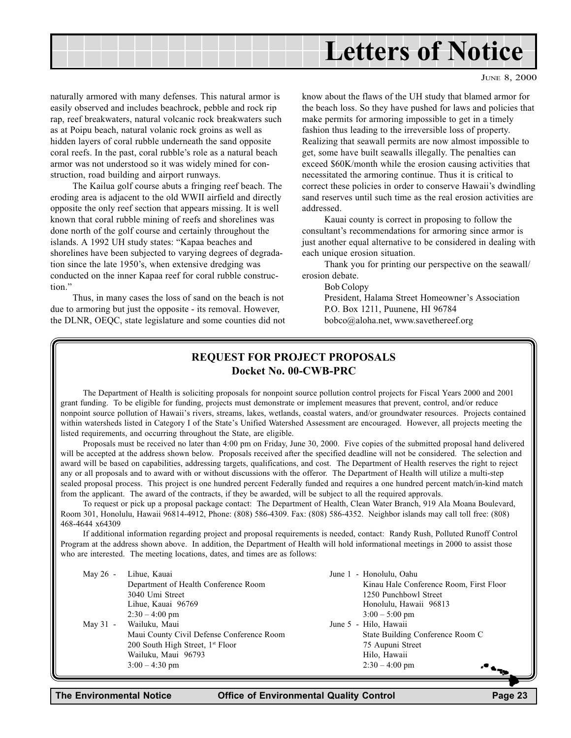naturally armored with many defenses. This natural armor is easily observed and includes beachrock, pebble and rock rip rap, reef breakwaters, natural volcanic rock breakwaters such as at Poipu beach, natural volanic rock groins as well as hidden layers of coral rubble underneath the sand opposite coral reefs. In the past, coral rubble's role as a natural beach armor was not understood so it was widely mined for construction, road building and airport runways.

The Kailua golf course abuts a fringing reef beach. The eroding area is adjacent to the old WWII airfield and directly opposite the only reef section that appears missing. It is well known that coral rubble mining of reefs and shorelines was done north of the golf course and certainly throughout the islands. A 1992 UH study states: "Kapaa beaches and shorelines have been subjected to varying degrees of degradation since the late 1950's, when extensive dredging was conducted on the inner Kapaa reef for coral rubble construction."

Thus, in many cases the loss of sand on the beach is not due to armoring but just the opposite - its removal. However, the DLNR, OEQC, state legislature and some counties did not know about the flaws of the UH study that blamed armor for the beach loss. So they have pushed for laws and policies that make permits for armoring impossible to get in a timely fashion thus leading to the irreversible loss of property. Realizing that seawall permits are now almost impossible to get, some have built seawalls illegally. The penalties can exceed $60K/month while the erosion causing activities that necessitated the armoring continue. Thus it is critical to correct these policies in order to conserve Hawaii's dwindling sand reserves until such time as the real erosion activities are addressed.

Kauai county is correct in proposing to follow the consultant's recommendations for armoring since armor is just another equal alternative to be considered in dealing with each unique erosion situation.

Thank you for printing our perspective on the seawall/erosion debate.

Bob Colopy
President, Halama Street Homeowner's Association
P.O. Box 1211, Puunene, HI 96784
bobco@aloha.net, www.savethereef.org

## REQUEST FOR PROJECT PROPOSALS
**Docket No. 00-CWB-PRC**

The Department of Health is soliciting proposals for nonpoint source pollution control projects for Fiscal Years 2000 and 2001 grant funding. To be eligible for funding, projects must demonstrate or implement measures that prevent, control, and/or reduce nonpoint source pollution of Hawaii's rivers, streams, lakes, wetlands, coastal waters, and/or groundwater resources. Projects contained within watersheds listed in Category I of the State's Unified Watershed Assessment are encouraged. However, all projects meeting the listed requirements, and occurring throughout the State, are eligible.

Proposals must be received no later than 4:00 pm on Friday, June 30, 2000. Five copies of the submitted proposal hand delivered will be accepted at the address shown below. Proposals received after the specified deadline will not be considered. The selection and award will be based on capabilities, addressing targets, qualifications, and cost. The Department of Health reserves the right to reject any or all proposals and to award with or without discussions with the offeror. The Department of Health will utilize a multi-step sealed proposal process. This project is one hundred percent Federally funded and requires a one hundred percent match/in-kind match from the applicant. The award of the contracts, if they be awarded, will be subject to all the required approvals.

To request or pick up a proposal package contact: The Department of Health, Clean Water Branch, 919 Ala Moana Boulevard, Room 301, Honolulu, Hawaii 96814-4912, Phone: (808) 586-4309. Fax: (808) 586-4352. Neighbor islands may call toll free: (808) 468-4644 x64309

If additional information regarding project and proposal requirements is needed, contact: Randy Rush, Polluted Runoff Control Program at the address shown above. In addition, the Department of Health will hold informational meetings in 2000 to assist those who are interested. The meeting locations, dates, and times are as follows:

May 26 - Lihue, Kauai
Department of Health Conference Room
3040 Umi Street
Lihue, Kauai 96769
2:30 – 4:00 pm

May 31 - Wailuku, Maui
Maui County Civil Defense Conference Room
200 South High Street, 1st Floor
Wailuku, Maui 96793
3:00 – 4:30 pm

June 1 - Honolulu, Oahu
Kinau Hale Conference Room, First Floor
1250 Punchbowl Street
Honolulu, Hawaii 96813
3:00 – 5:00 pm

June 5 - Hilo, Hawaii
State Building Conference Room C
75 Aupuni Street
Hilo, Hawaii
2:30 – 4:00 pm